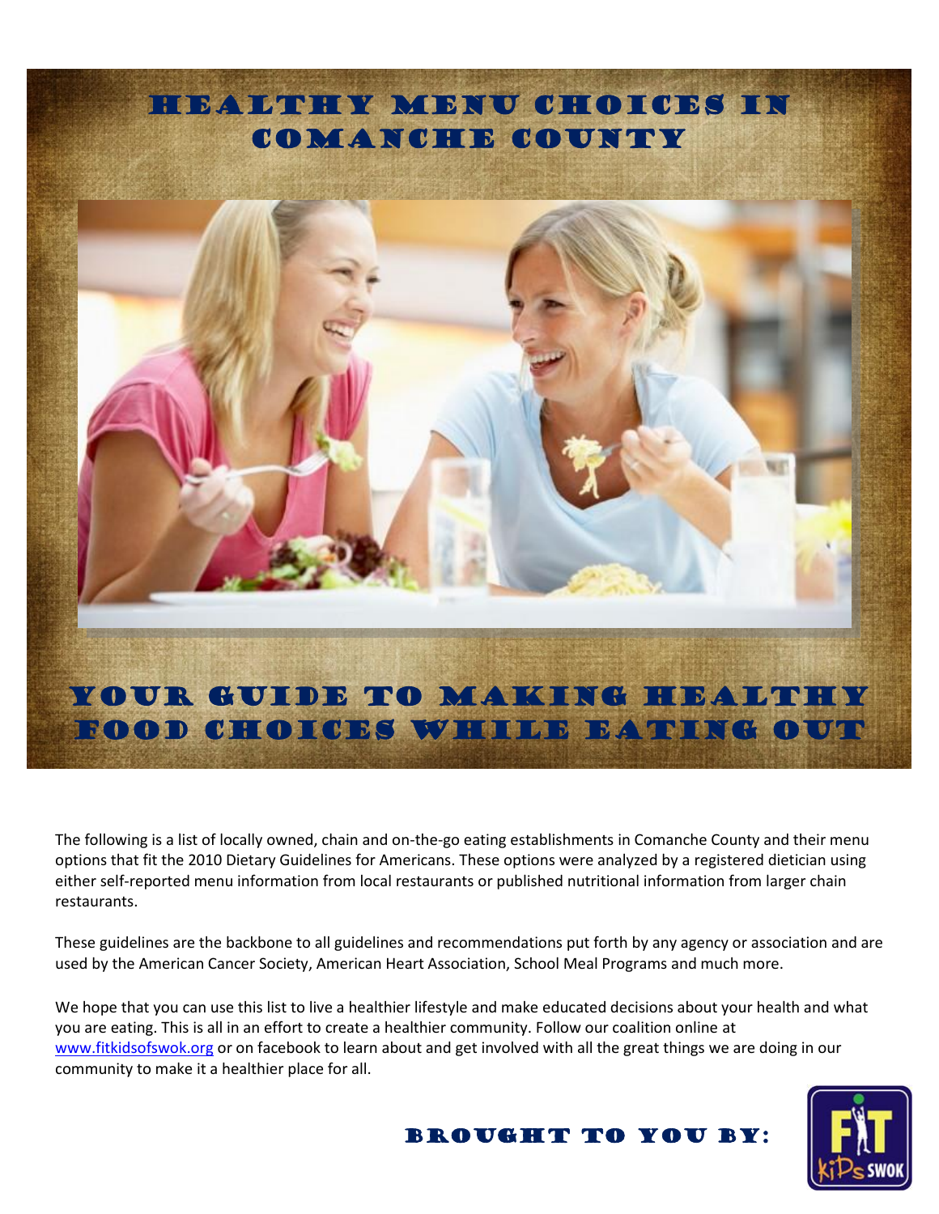# Healthy Menu Choices in Comanche County

## Your Guide to Making Healthy Food Choices While Eating Out

The following is a list of locally owned, chain and on-the-go eating establishments in Comanche County and their menu options that fit the 2010 Dietary Guidelines for Americans. These options were analyzed by a registered dietician using either self-reported menu information from local restaurants or published nutritional information from larger chain restaurants.

These guidelines are the backbone to all guidelines and recommendations put forth by any agency or association and are used by the American Cancer Society, American Heart Association, School Meal Programs and much more.

We hope that you can use this list to live a healthier lifestyle and make educated decisions about your health and what you are eating. This is all in an effort to create a healthier community. Follow our coalition online at www.fitkidsofswok.org or on facebook to learn about and get involved with all the great things we are doing in our community to make it a healthier place for all.

**Brought to you by:**

Fit Kids SWOK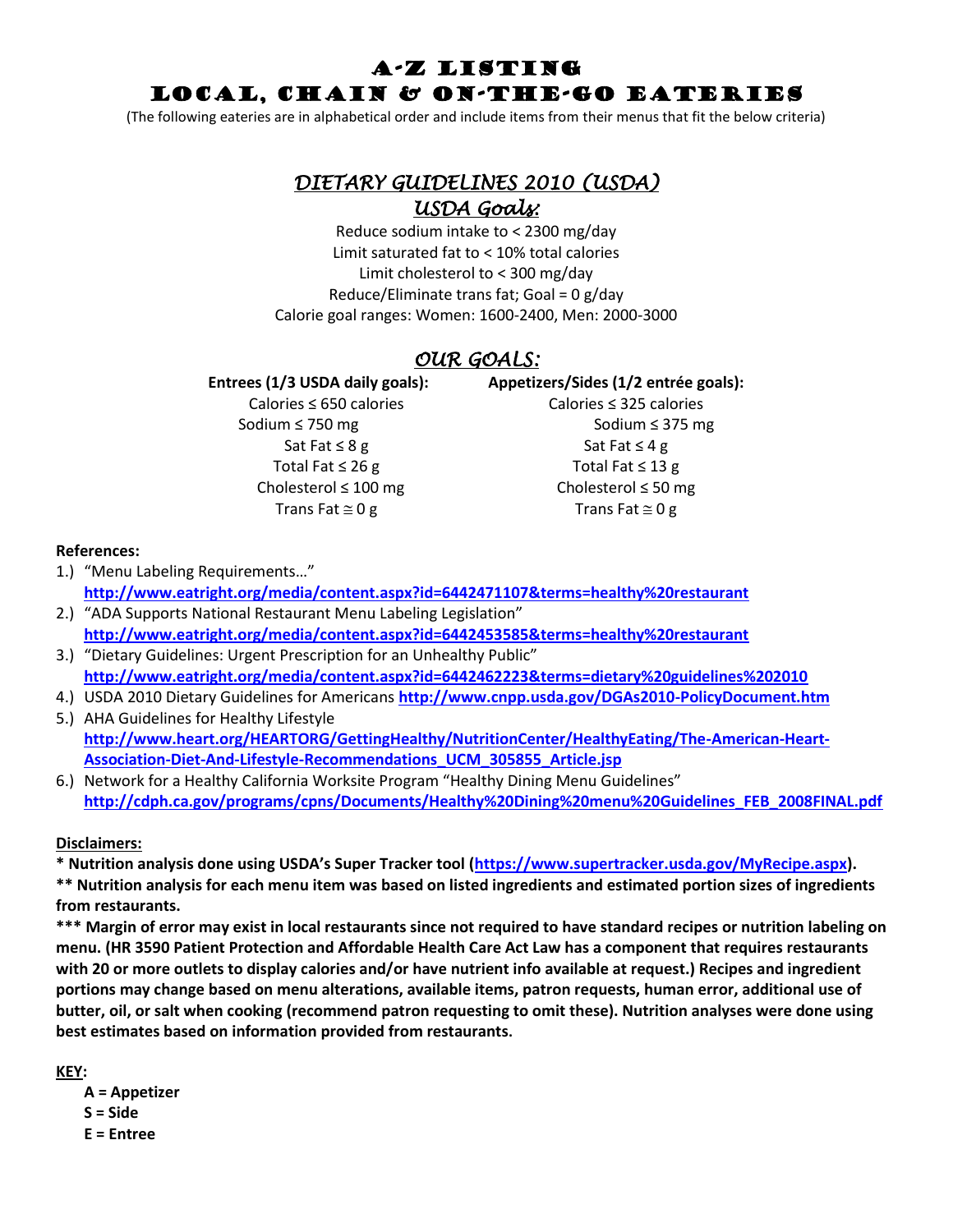# A-Z LISTING
# LOCAL, CHAIN & ON-THE-GO EATERIES

(The following eateries are in alphabetical order and include items from their menus that fit the below criteria)

## *DIETARY GUIDELINES 2010 (USDA)*

### *USDA Goals:*

Reduce sodium intake to < 2300 mg/day
Limit saturated fat to < 10% total calories
Limit cholesterol to < 300 mg/day
Reduce/Eliminate trans fat; Goal = 0 g/day
Calorie goal ranges: Women: 1600-2400, Men: 2000-3000

## *OUR GOALS:*

| **Entrees (1/3 USDA daily goals):** | **Appetizers/Sides (1/2 entrée goals):** |
|---|---|
| Calories ≤ 650 calories | Calories ≤ 325 calories |
| Sodium ≤ 750 mg | Sodium ≤ 375 mg |
| Sat Fat ≤ 8 g | Sat Fat ≤ 4 g |
| Total Fat ≤ 26 g | Total Fat ≤ 13 g |
| Cholesterol ≤ 100 mg | Cholesterol ≤ 50 mg |
| Trans Fat ≅ 0 g | Trans Fat ≅ 0 g |

**References:**

1.) "Menu Labeling Requirements…" **http://www.eatright.org/media/content.aspx?id=6442471107&terms=healthy%20restaurant**
2.) "ADA Supports National Restaurant Menu Labeling Legislation" **http://www.eatright.org/media/content.aspx?id=6442453585&terms=healthy%20restaurant**
3.) "Dietary Guidelines: Urgent Prescription for an Unhealthy Public" **http://www.eatright.org/media/content.aspx?id=6442462223&terms=dietary%20guidelines%202010**
4.) USDA 2010 Dietary Guidelines for Americans **http://www.cnpp.usda.gov/DGAs2010-PolicyDocument.htm**
5.) AHA Guidelines for Healthy Lifestyle **http://www.heart.org/HEARTORG/GettingHealthy/NutritionCenter/HealthyEating/The-American-Heart-Association-Diet-And-Lifestyle-Recommendations_UCM_305855_Article.jsp**
6.) Network for a Healthy California Worksite Program "Healthy Dining Menu Guidelines" **http://cdph.ca.gov/programs/cpns/Documents/Healthy%20Dining%20menu%20Guidelines_FEB_2008FINAL.pdf**

**Disclaimers:**

**\* Nutrition analysis done using USDA's Super Tracker tool (https://www.supertracker.usda.gov/MyRecipe.aspx).**

**\*\* Nutrition analysis for each menu item was based on listed ingredients and estimated portion sizes of ingredients from restaurants.**

**\*\*\* Margin of error may exist in local restaurants since not required to have standard recipes or nutrition labeling on menu. (HR 3590 Patient Protection and Affordable Health Care Act Law has a component that requires restaurants with 20 or more outlets to display calories and/or have nutrient info available at request.) Recipes and ingredient portions may change based on menu alterations, available items, patron requests, human error, additional use of butter, oil, or salt when cooking (recommend patron requesting to omit these). Nutrition analyses were done using best estimates based on information provided from restaurants.**

**KEY:**

**A = Appetizer**
**S = Side**
**E = Entree**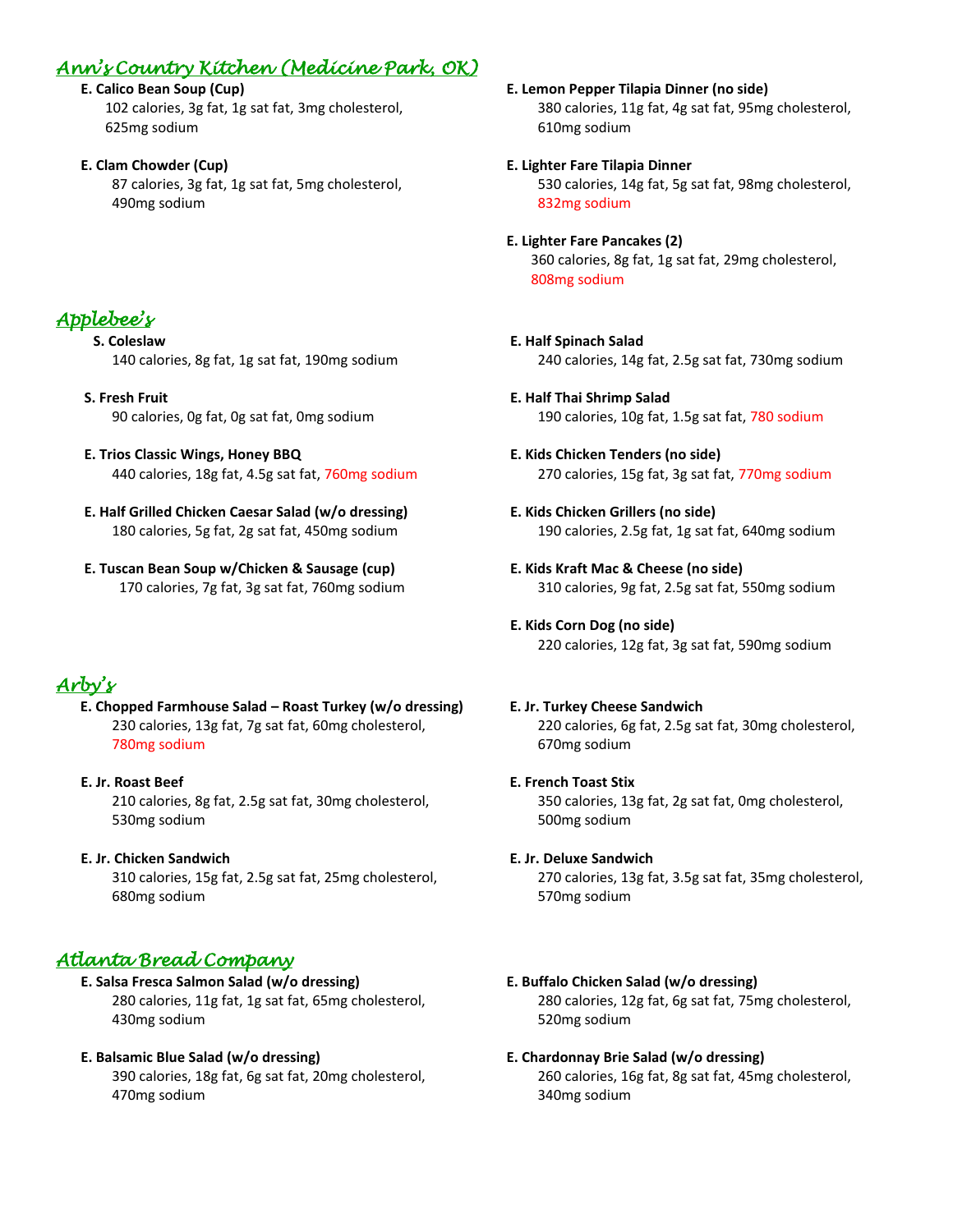## Ann's Country Kitchen (Medicine Park, OK)

**E. Calico Bean Soup (Cup)**
102 calories, 3g fat, 1g sat fat, 3mg cholesterol, 625mg sodium

**E. Clam Chowder (Cup)**
87 calories, 3g fat, 1g sat fat, 5mg cholesterol, 490mg sodium

**E. Lemon Pepper Tilapia Dinner (no side)**
380 calories, 11g fat, 4g sat fat, 95mg cholesterol, 610mg sodium

**E. Lighter Fare Tilapia Dinner**
530 calories, 14g fat, 5g sat fat, 98mg cholesterol, 832mg sodium

**E. Lighter Fare Pancakes (2)**
360 calories, 8g fat, 1g sat fat, 29mg cholesterol, 808mg sodium

## Applebee's

**S. Coleslaw**
140 calories, 8g fat, 1g sat fat, 190mg sodium

**S. Fresh Fruit**
90 calories, 0g fat, 0g sat fat, 0mg sodium

**E. Trios Classic Wings, Honey BBQ**
440 calories, 18g fat, 4.5g sat fat, 760mg sodium

**E. Half Grilled Chicken Caesar Salad (w/o dressing)**
180 calories, 5g fat, 2g sat fat, 450mg sodium

**E. Tuscan Bean Soup w/Chicken & Sausage (cup)**
170 calories, 7g fat, 3g sat fat, 760mg sodium

**E. Half Spinach Salad**
240 calories, 14g fat, 2.5g sat fat, 730mg sodium

**E. Half Thai Shrimp Salad**
190 calories, 10g fat, 1.5g sat fat, 780 sodium

**E. Kids Chicken Tenders (no side)**
270 calories, 15g fat, 3g sat fat, 770mg sodium

**E. Kids Chicken Grillers (no side)**
190 calories, 2.5g fat, 1g sat fat, 640mg sodium

**E. Kids Kraft Mac & Cheese (no side)**
310 calories, 9g fat, 2.5g sat fat, 550mg sodium

**E. Kids Corn Dog (no side)**
220 calories, 12g fat, 3g sat fat, 590mg sodium

## Arby's

**E. Chopped Farmhouse Salad – Roast Turkey (w/o dressing)**
230 calories, 13g fat, 7g sat fat, 60mg cholesterol, 780mg sodium

**E. Jr. Roast Beef**
210 calories, 8g fat, 2.5g sat fat, 30mg cholesterol, 530mg sodium

**E. Jr. Chicken Sandwich**
310 calories, 15g fat, 2.5g sat fat, 25mg cholesterol, 680mg sodium

**E. Jr. Turkey Cheese Sandwich**
220 calories, 6g fat, 2.5g sat fat, 30mg cholesterol, 670mg sodium

**E. French Toast Stix**
350 calories, 13g fat, 2g sat fat, 0mg cholesterol, 500mg sodium

**E. Jr. Deluxe Sandwich**
270 calories, 13g fat, 3.5g sat fat, 35mg cholesterol, 570mg sodium

## Atlanta Bread Company

**E. Salsa Fresca Salmon Salad (w/o dressing)**
280 calories, 11g fat, 1g sat fat, 65mg cholesterol, 430mg sodium

**E. Balsamic Blue Salad (w/o dressing)**
390 calories, 18g fat, 6g sat fat, 20mg cholesterol, 470mg sodium

**E. Buffalo Chicken Salad (w/o dressing)**
280 calories, 12g fat, 6g sat fat, 75mg cholesterol, 520mg sodium

**E. Chardonnay Brie Salad (w/o dressing)**
260 calories, 16g fat, 8g sat fat, 45mg cholesterol, 340mg sodium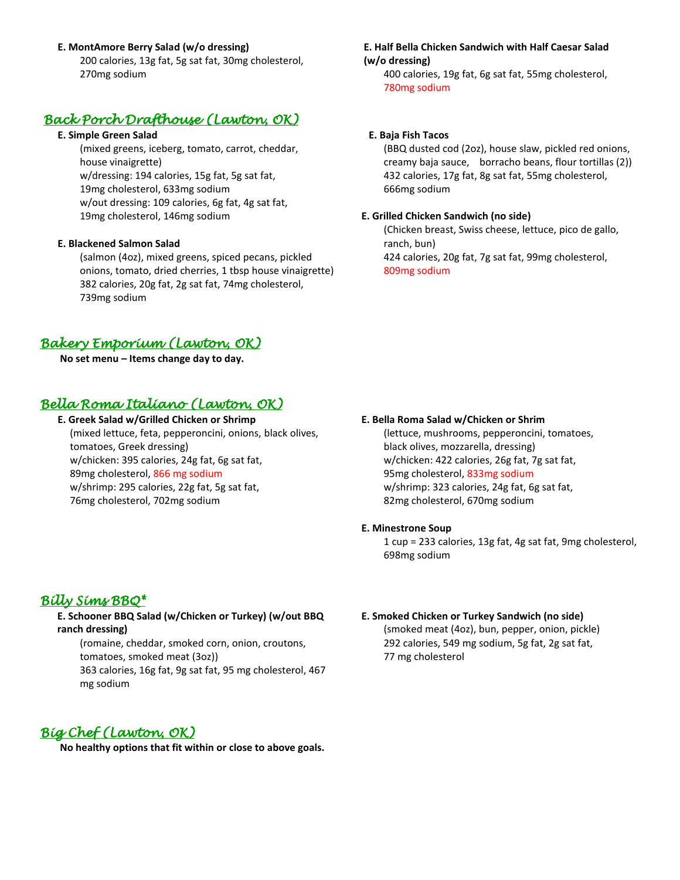**E. MontAmore Berry Salad (w/o dressing)**
200 calories, 13g fat, 5g sat fat, 30mg cholesterol, 270mg sodium

**E. Half Bella Chicken Sandwich with Half Caesar Salad (w/o dressing)**
400 calories, 19g fat, 6g sat fat, 55mg cholesterol, 780mg sodium

## *Back Porch Drafthouse (Lawton, OK)*

**E. Simple Green Salad**
(mixed greens, iceberg, tomato, carrot, cheddar, house vinaigrette)
w/dressing: 194 calories, 15g fat, 5g sat fat, 19mg cholesterol, 633mg sodium
w/out dressing: 109 calories, 6g fat, 4g sat fat, 19mg cholesterol, 146mg sodium

**E. Blackened Salmon Salad**
(salmon (4oz), mixed greens, spiced pecans, pickled onions, tomato, dried cherries, 1 tbsp house vinaigrette)
382 calories, 20g fat, 2g sat fat, 74mg cholesterol, 739mg sodium

**E. Baja Fish Tacos**
(BBQ dusted cod (2oz), house slaw, pickled red onions, creamy baja sauce, borracho beans, flour tortillas (2))
432 calories, 17g fat, 8g sat fat, 55mg cholesterol, 666mg sodium

**E. Grilled Chicken Sandwich (no side)**
(Chicken breast, Swiss cheese, lettuce, pico de gallo, ranch, bun)
424 calories, 20g fat, 7g sat fat, 99mg cholesterol, 809mg sodium

## *Bakery Emporium (Lawton, OK)*

**No set menu – Items change day to day.**

## *Bella Roma Italiano (Lawton, OK)*

**E. Greek Salad w/Grilled Chicken or Shrimp**
(mixed lettuce, feta, pepperoncini, onions, black olives, tomatoes, Greek dressing)
w/chicken: 395 calories, 24g fat, 6g sat fat, 89mg cholesterol, 866 mg sodium
w/shrimp: 295 calories, 22g fat, 5g sat fat, 76mg cholesterol, 702mg sodium

**E. Bella Roma Salad w/Chicken or Shrim**
(lettuce, mushrooms, pepperoncini, tomatoes, black olives, mozzarella, dressing)
w/chicken: 422 calories, 26g fat, 7g sat fat, 95mg cholesterol, 833mg sodium
w/shrimp: 323 calories, 24g fat, 6g sat fat, 82mg cholesterol, 670mg sodium

**E. Minestrone Soup**
1 cup = 233 calories, 13g fat, 4g sat fat, 9mg cholesterol, 698mg sodium

## *Billy Sims BBQ**

**E. Schooner BBQ Salad (w/Chicken or Turkey) (w/out BBQ ranch dressing)**
(romaine, cheddar, smoked corn, onion, croutons, tomatoes, smoked meat (3oz))
363 calories, 16g fat, 9g sat fat, 95 mg cholesterol, 467 mg sodium

**E. Smoked Chicken or Turkey Sandwich (no side)**
(smoked meat (4oz), bun, pepper, onion, pickle)
292 calories, 549 mg sodium, 5g fat, 2g sat fat, 77 mg cholesterol

## *Big Chef (Lawton, OK)*

**No healthy options that fit within or close to above goals.**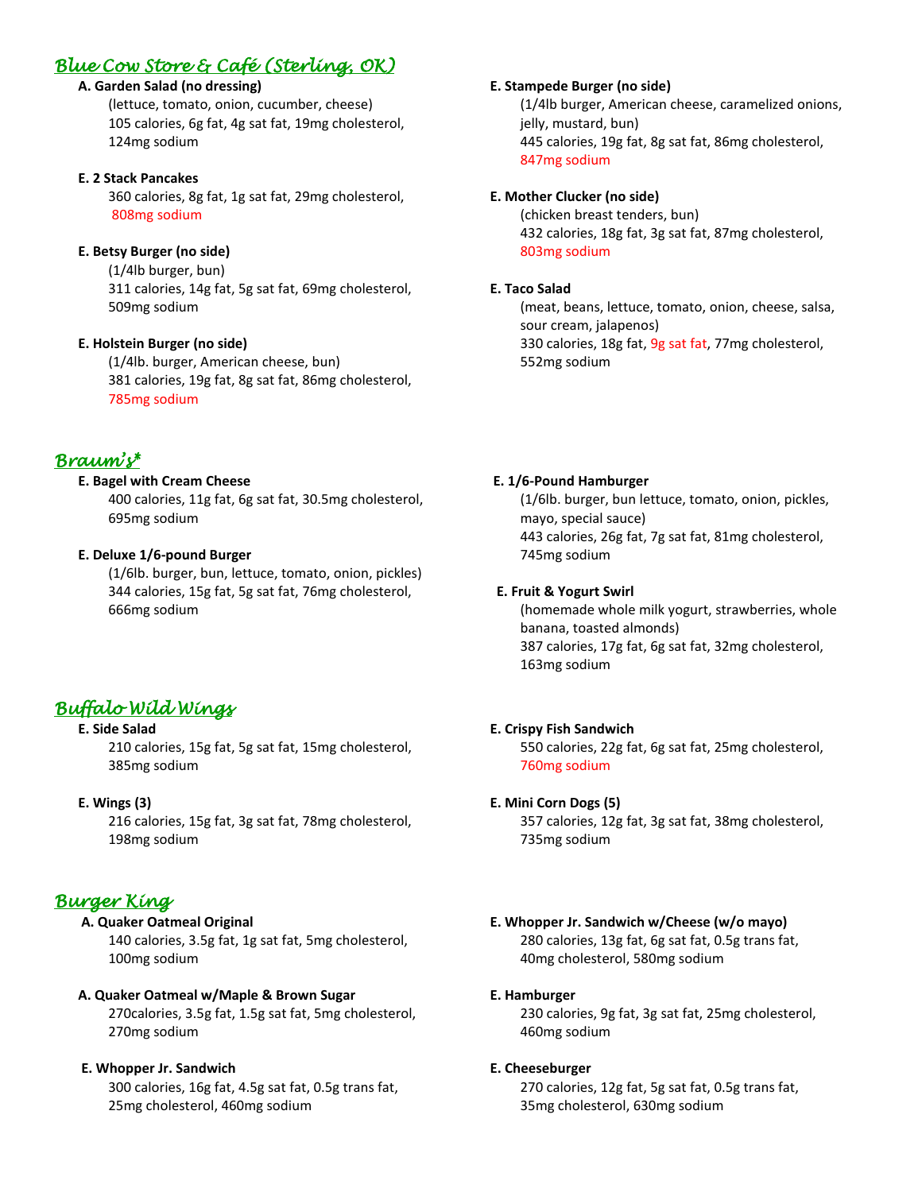## *Blue Cow Store & Café (Sterling, OK)*

**A. Garden Salad (no dressing)**
(lettuce, tomato, onion, cucumber, cheese)
105 calories, 6g fat, 4g sat fat, 19mg cholesterol, 124mg sodium

**E. 2 Stack Pancakes**
360 calories, 8g fat, 1g sat fat, 29mg cholesterol, 808mg sodium

**E. Betsy Burger (no side)**
(1/4lb burger, bun)
311 calories, 14g fat, 5g sat fat, 69mg cholesterol, 509mg sodium

**E. Holstein Burger (no side)**
(1/4lb. burger, American cheese, bun)
381 calories, 19g fat, 8g sat fat, 86mg cholesterol, 785mg sodium

**E. Stampede Burger (no side)**
(1/4lb burger, American cheese, caramelized onions, jelly, mustard, bun)
445 calories, 19g fat, 8g sat fat, 86mg cholesterol, 847mg sodium

**E. Mother Clucker (no side)**
(chicken breast tenders, bun)
432 calories, 18g fat, 3g sat fat, 87mg cholesterol, 803mg sodium

**E. Taco Salad**
(meat, beans, lettuce, tomato, onion, cheese, salsa, sour cream, jalapenos)
330 calories, 18g fat, 9g sat fat, 77mg cholesterol, 552mg sodium

## *Braum's**

**E. Bagel with Cream Cheese**
400 calories, 11g fat, 6g sat fat, 30.5mg cholesterol, 695mg sodium

**E. Deluxe 1/6-pound Burger**
(1/6lb. burger, bun, lettuce, tomato, onion, pickles)
344 calories, 15g fat, 5g sat fat, 76mg cholesterol, 666mg sodium

**E. 1/6-Pound Hamburger**
(1/6lb. burger, bun lettuce, tomato, onion, pickles, mayo, special sauce)
443 calories, 26g fat, 7g sat fat, 81mg cholesterol, 745mg sodium

**E. Fruit & Yogurt Swirl**
(homemade whole milk yogurt, strawberries, whole banana, toasted almonds)
387 calories, 17g fat, 6g sat fat, 32mg cholesterol, 163mg sodium

## *Buffalo Wild Wings*

**E. Side Salad**
210 calories, 15g fat, 5g sat fat, 15mg cholesterol, 385mg sodium

**E. Wings (3)**
216 calories, 15g fat, 3g sat fat, 78mg cholesterol, 198mg sodium

**E. Crispy Fish Sandwich**
550 calories, 22g fat, 6g sat fat, 25mg cholesterol, 760mg sodium

**E. Mini Corn Dogs (5)**
357 calories, 12g fat, 3g sat fat, 38mg cholesterol, 735mg sodium

## *Burger King*

**A. Quaker Oatmeal Original**
140 calories, 3.5g fat, 1g sat fat, 5mg cholesterol, 100mg sodium

**A. Quaker Oatmeal w/Maple & Brown Sugar**
270calories, 3.5g fat, 1.5g sat fat, 5mg cholesterol, 270mg sodium

**E. Whopper Jr. Sandwich**
300 calories, 16g fat, 4.5g sat fat, 0.5g trans fat, 25mg cholesterol, 460mg sodium

**E. Whopper Jr. Sandwich w/Cheese (w/o mayo)**
280 calories, 13g fat, 6g sat fat, 0.5g trans fat, 40mg cholesterol, 580mg sodium

**E. Hamburger**
230 calories, 9g fat, 3g sat fat, 25mg cholesterol, 460mg sodium

**E. Cheeseburger**
270 calories, 12g fat, 5g sat fat, 0.5g trans fat, 35mg cholesterol, 630mg sodium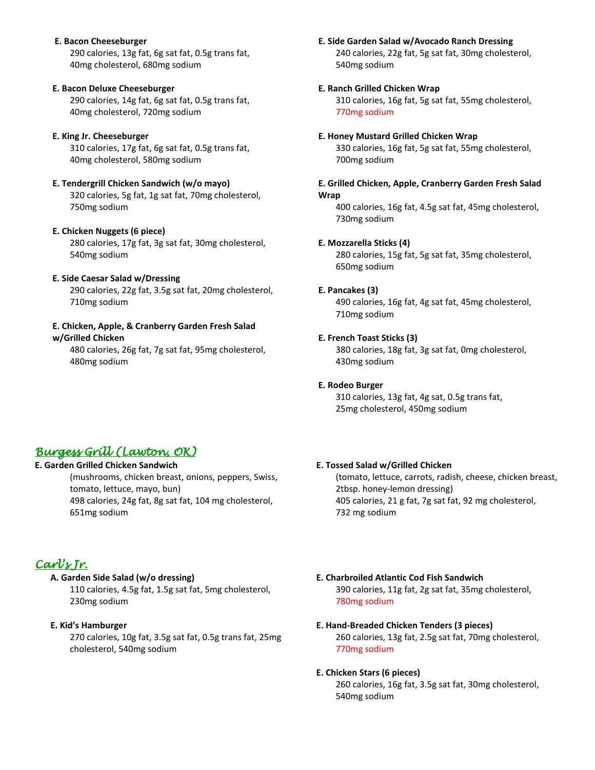**E. Bacon Cheeseburger**
290 calories, 13g fat, 6g sat fat, 0.5g trans fat, 40mg cholesterol, 680mg sodium

**E. Bacon Deluxe Cheeseburger**
290 calories, 14g fat, 6g sat fat, 0.5g trans fat, 40mg cholesterol, 720mg sodium

**E. King Jr. Cheeseburger**
310 calories, 17g fat, 6g sat fat, 0.5g trans fat, 40mg cholesterol, 580mg sodium

**E. Tendergrill Chicken Sandwich (w/o mayo)**
320 calories, 5g fat, 1g sat fat, 70mg cholesterol, 750mg sodium

**E. Chicken Nuggets (6 piece)**
280 calories, 17g fat, 3g sat fat, 30mg cholesterol, 540mg sodium

**E. Side Caesar Salad w/Dressing**
290 calories, 22g fat, 3.5g sat fat, 20mg cholesterol, 710mg sodium

**E. Chicken, Apple, & Cranberry Garden Fresh Salad w/Grilled Chicken**
480 calories, 26g fat, 7g sat fat, 95mg cholesterol, 480mg sodium

**E. Side Garden Salad w/Avocado Ranch Dressing**
240 calories, 22g fat, 5g sat fat, 30mg cholesterol, 540mg sodium

**E. Ranch Grilled Chicken Wrap**
310 calories, 16g fat, 5g sat fat, 55mg cholesterol, 770mg sodium

**E. Honey Mustard Grilled Chicken Wrap**
330 calories, 16g fat, 5g sat fat, 55mg cholesterol, 700mg sodium

**E. Grilled Chicken, Apple, Cranberry Garden Fresh Salad Wrap**
400 calories, 16g fat, 4.5g sat fat, 45mg cholesterol, 730mg sodium

**E. Mozzarella Sticks (4)**
280 calories, 15g fat, 5g sat fat, 35mg cholesterol, 650mg sodium

**E. Pancakes (3)**
490 calories, 16g fat, 4g sat fat, 45mg cholesterol, 710mg sodium

**E. French Toast Sticks (3)**
380 calories, 18g fat, 3g sat fat, 0mg cholesterol, 430mg sodium

**E. Rodeo Burger**
310 calories, 13g fat, 4g sat, 0.5g trans fat, 25mg cholesterol, 450mg sodium

## *Burgess Grill (Lawton, OK)*

**E. Garden Grilled Chicken Sandwich**
(mushrooms, chicken breast, onions, peppers, Swiss, tomato, lettuce, mayo, bun)
498 calories, 24g fat, 8g sat fat, 104 mg cholesterol, 651mg sodium

**E. Tossed Salad w/Grilled Chicken**
(tomato, lettuce, carrots, radish, cheese, chicken breast, 2tbsp. honey-lemon dressing)
405 calories, 21 g fat, 7g sat fat, 92 mg cholesterol, 732 mg sodium

## *Carl's Jr.*

**A. Garden Side Salad (w/o dressing)**
110 calories, 4.5g fat, 1.5g sat fat, 5mg cholesterol, 230mg sodium

**E. Kid's Hamburger**
270 calories, 10g fat, 3.5g sat fat, 0.5g trans fat, 25mg cholesterol, 540mg sodium

**E. Charbroiled Atlantic Cod Fish Sandwich**
390 calories, 11g fat, 2g sat fat, 35mg cholesterol, 780mg sodium

**E. Hand-Breaded Chicken Tenders (3 pieces)**
260 calories, 13g fat, 2.5g sat fat, 70mg cholesterol, 770mg sodium

**E. Chicken Stars (6 pieces)**
260 calories, 16g fat, 3.5g sat fat, 30mg cholesterol, 540mg sodium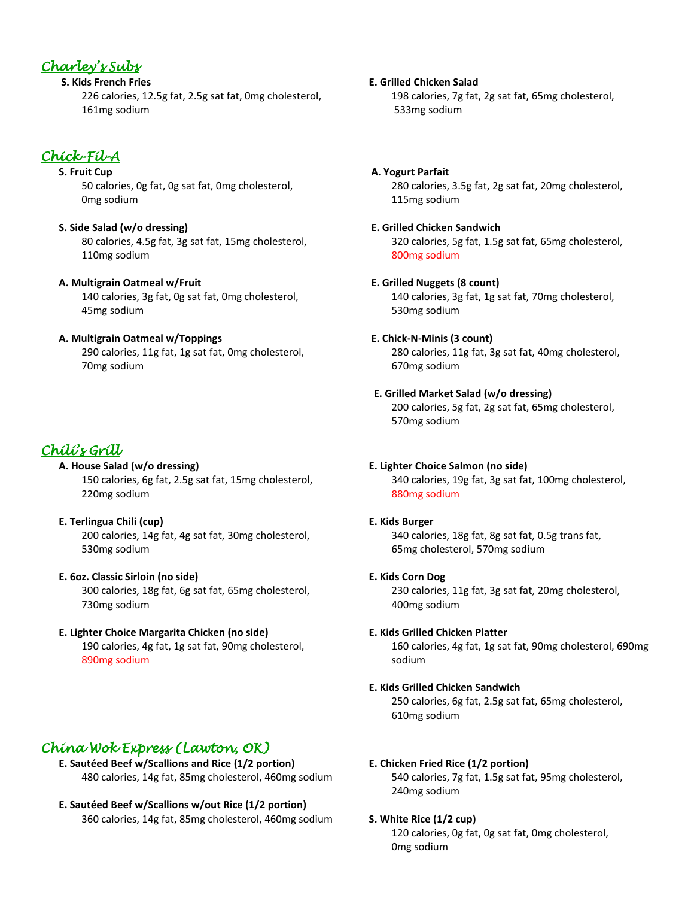## Charley's Subs

**S. Kids French Fries**
226 calories, 12.5g fat, 2.5g sat fat, 0mg cholesterol, 161mg sodium

**E. Grilled Chicken Salad**
198 calories, 7g fat, 2g sat fat, 65mg cholesterol, 533mg sodium

## Chick-Fil-A

**S. Fruit Cup**
50 calories, 0g fat, 0g sat fat, 0mg cholesterol, 0mg sodium

**S. Side Salad (w/o dressing)**
80 calories, 4.5g fat, 3g sat fat, 15mg cholesterol, 110mg sodium

**A. Multigrain Oatmeal w/Fruit**
140 calories, 3g fat, 0g sat fat, 0mg cholesterol, 45mg sodium

**A. Multigrain Oatmeal w/Toppings**
290 calories, 11g fat, 1g sat fat, 0mg cholesterol, 70mg sodium

**A. Yogurt Parfait**
280 calories, 3.5g fat, 2g sat fat, 20mg cholesterol, 115mg sodium

**E. Grilled Chicken Sandwich**
320 calories, 5g fat, 1.5g sat fat, 65mg cholesterol, 800mg sodium

**E. Grilled Nuggets (8 count)**
140 calories, 3g fat, 1g sat fat, 70mg cholesterol, 530mg sodium

**E. Chick-N-Minis (3 count)**
280 calories, 11g fat, 3g sat fat, 40mg cholesterol, 670mg sodium

**E. Grilled Market Salad (w/o dressing)**
200 calories, 5g fat, 2g sat fat, 65mg cholesterol, 570mg sodium

## Chili's Grill

**A. House Salad (w/o dressing)**
150 calories, 6g fat, 2.5g sat fat, 15mg cholesterol, 220mg sodium

**E. Terlingua Chili (cup)**
200 calories, 14g fat, 4g sat fat, 30mg cholesterol, 530mg sodium

**E. 6oz. Classic Sirloin (no side)**
300 calories, 18g fat, 6g sat fat, 65mg cholesterol, 730mg sodium

**E. Lighter Choice Margarita Chicken (no side)**
190 calories, 4g fat, 1g sat fat, 90mg cholesterol, 890mg sodium

**E. Lighter Choice Salmon (no side)**
340 calories, 19g fat, 3g sat fat, 100mg cholesterol, 880mg sodium

**E. Kids Burger**
340 calories, 18g fat, 8g sat fat, 0.5g trans fat, 65mg cholesterol, 570mg sodium

**E. Kids Corn Dog**
230 calories, 11g fat, 3g sat fat, 20mg cholesterol, 400mg sodium

**E. Kids Grilled Chicken Platter**
160 calories, 4g fat, 1g sat fat, 90mg cholesterol, 690mg sodium

**E. Kids Grilled Chicken Sandwich**
250 calories, 6g fat, 2.5g sat fat, 65mg cholesterol, 610mg sodium

## China Wok Express (Lawton, OK)

**E. Sautéed Beef w/Scallions and Rice (1/2 portion)**
480 calories, 14g fat, 85mg cholesterol, 460mg sodium

**E. Sautéed Beef w/Scallions w/out Rice (1/2 portion)**
360 calories, 14g fat, 85mg cholesterol, 460mg sodium

**E. Chicken Fried Rice (1/2 portion)**
540 calories, 7g fat, 1.5g sat fat, 95mg cholesterol, 240mg sodium

**S. White Rice (1/2 cup)**
120 calories, 0g fat, 0g sat fat, 0mg cholesterol, 0mg sodium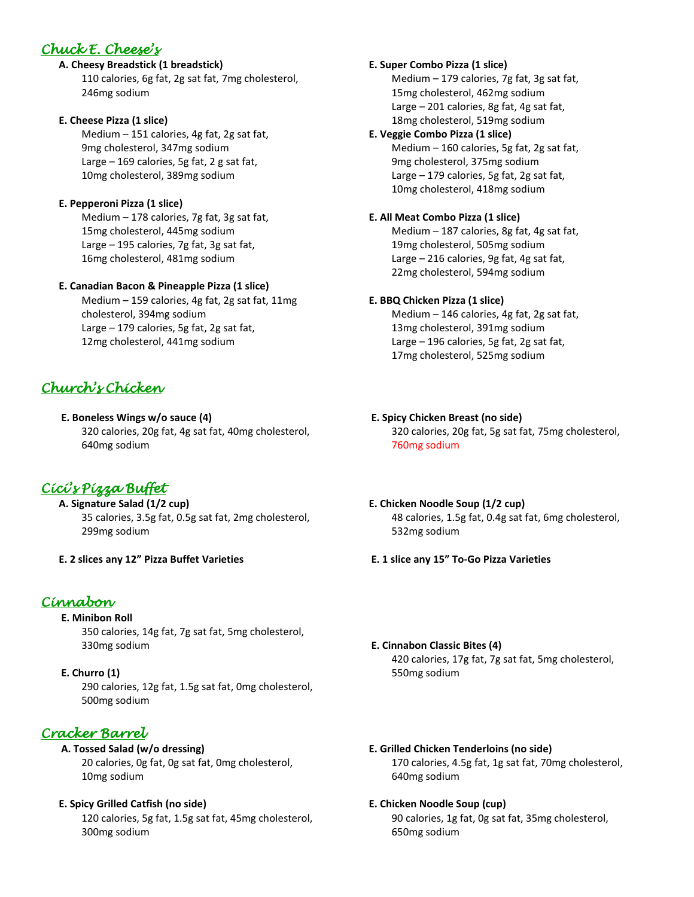## *Chuck E. Cheese's*

**A. Cheesy Breadstick (1 breadstick)**
110 calories, 6g fat, 2g sat fat, 7mg cholesterol, 246mg sodium

**E. Cheese Pizza (1 slice)**
Medium – 151 calories, 4g fat, 2g sat fat, 9mg cholesterol, 347mg sodium
Large – 169 calories, 5g fat, 2 g sat fat, 10mg cholesterol, 389mg sodium

**E. Pepperoni Pizza (1 slice)**
Medium – 178 calories, 7g fat, 3g sat fat, 15mg cholesterol, 445mg sodium
Large – 195 calories, 7g fat, 3g sat fat, 16mg cholesterol, 481mg sodium

**E. Canadian Bacon & Pineapple Pizza (1 slice)**
Medium – 159 calories, 4g fat, 2g sat fat, 11mg cholesterol, 394mg sodium
Large – 179 calories, 5g fat, 2g sat fat, 12mg cholesterol, 441mg sodium

**E. Super Combo Pizza (1 slice)**
Medium – 179 calories, 7g fat, 3g sat fat, 15mg cholesterol, 462mg sodium
Large – 201 calories, 8g fat, 4g sat fat, 18mg cholesterol, 519mg sodium

**E. Veggie Combo Pizza (1 slice)**
Medium – 160 calories, 5g fat, 2g sat fat, 9mg cholesterol, 375mg sodium
Large – 179 calories, 5g fat, 2g sat fat, 10mg cholesterol, 418mg sodium

**E. All Meat Combo Pizza (1 slice)**
Medium – 187 calories, 8g fat, 4g sat fat, 19mg cholesterol, 505mg sodium
Large – 216 calories, 9g fat, 4g sat fat, 22mg cholesterol, 594mg sodium

**E. BBQ Chicken Pizza (1 slice)**
Medium – 146 calories, 4g fat, 2g sat fat, 13mg cholesterol, 391mg sodium
Large – 196 calories, 5g fat, 2g sat fat, 17mg cholesterol, 525mg sodium

## *Church's Chicken*

**E. Boneless Wings w/o sauce (4)**
320 calories, 20g fat, 4g sat fat, 40mg cholesterol, 640mg sodium

**E. Spicy Chicken Breast (no side)**
320 calories, 20g fat, 5g sat fat, 75mg cholesterol, 760mg sodium

## *Cici's Pizza Buffet*

**A. Signature Salad (1/2 cup)**
35 calories, 3.5g fat, 0.5g sat fat, 2mg cholesterol, 299mg sodium

**E. Chicken Noodle Soup (1/2 cup)**
48 calories, 1.5g fat, 0.4g sat fat, 6mg cholesterol, 532mg sodium

**E. 2 slices any 12" Pizza Buffet Varieties**

**E. 1 slice any 15" To-Go Pizza Varieties**

## *Cinnabon*

**E. Minibon Roll**
350 calories, 14g fat, 7g sat fat, 5mg cholesterol, 330mg sodium

**E. Churro (1)**
290 calories, 12g fat, 1.5g sat fat, 0mg cholesterol, 500mg sodium

**E. Cinnabon Classic Bites (4)**
420 calories, 17g fat, 7g sat fat, 5mg cholesterol, 550mg sodium

## *Cracker Barrel*

**A. Tossed Salad (w/o dressing)**
20 calories, 0g fat, 0g sat fat, 0mg cholesterol, 10mg sodium

**E. Spicy Grilled Catfish (no side)**
120 calories, 5g fat, 1.5g sat fat, 45mg cholesterol, 300mg sodium

**E. Grilled Chicken Tenderloins (no side)**
170 calories, 4.5g fat, 1g sat fat, 70mg cholesterol, 640mg sodium

**E. Chicken Noodle Soup (cup)**
90 calories, 1g fat, 0g sat fat, 35mg cholesterol, 650mg sodium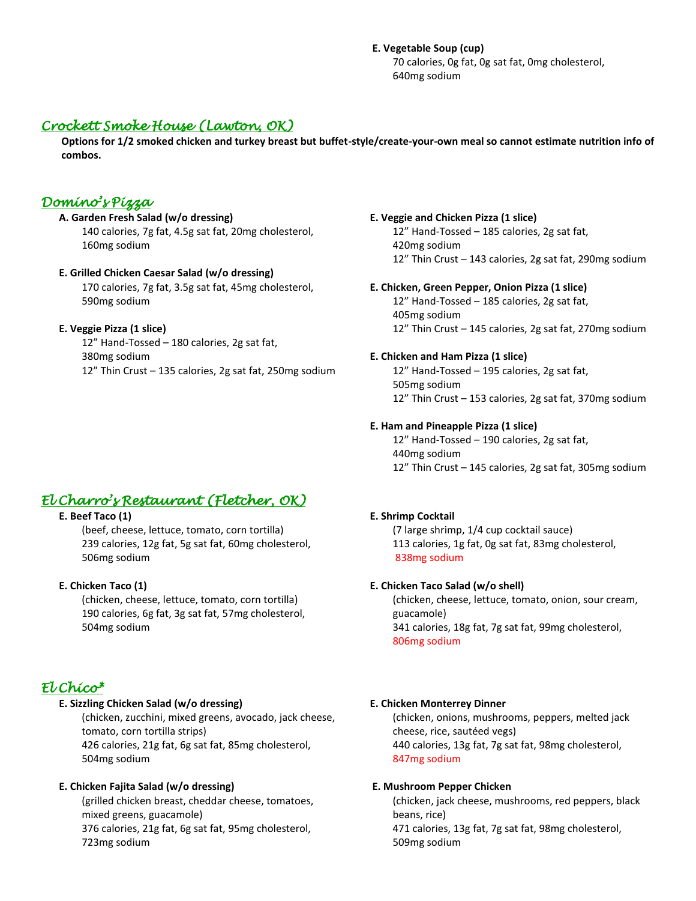**E. Vegetable Soup (cup)**
70 calories, 0g fat, 0g sat fat, 0mg cholesterol, 640mg sodium

## *Crockett Smoke House (Lawton, OK)*

**Options for 1/2 smoked chicken and turkey breast but buffet-style/create-your-own meal so cannot estimate nutrition info of combos.**

## *Domino's Pizza*

**A. Garden Fresh Salad (w/o dressing)**
140 calories, 7g fat, 4.5g sat fat, 20mg cholesterol, 160mg sodium

**E. Grilled Chicken Caesar Salad (w/o dressing)**
170 calories, 7g fat, 3.5g sat fat, 45mg cholesterol, 590mg sodium

**E. Veggie Pizza (1 slice)**
12" Hand-Tossed – 180 calories, 2g sat fat, 380mg sodium
12" Thin Crust – 135 calories, 2g sat fat, 250mg sodium

**E. Veggie and Chicken Pizza (1 slice)**
12" Hand-Tossed – 185 calories, 2g sat fat, 420mg sodium
12" Thin Crust – 143 calories, 2g sat fat, 290mg sodium

**E. Chicken, Green Pepper, Onion Pizza (1 slice)**
12" Hand-Tossed – 185 calories, 2g sat fat, 405mg sodium
12" Thin Crust – 145 calories, 2g sat fat, 270mg sodium

**E. Chicken and Ham Pizza (1 slice)**
12" Hand-Tossed – 195 calories, 2g sat fat, 505mg sodium
12" Thin Crust – 153 calories, 2g sat fat, 370mg sodium

**E. Ham and Pineapple Pizza (1 slice)**
12" Hand-Tossed – 190 calories, 2g sat fat, 440mg sodium
12" Thin Crust – 145 calories, 2g sat fat, 305mg sodium

## *El Charro's Restaurant (Fletcher, OK)*

**E. Beef Taco (1)**
(beef, cheese, lettuce, tomato, corn tortilla)
239 calories, 12g fat, 5g sat fat, 60mg cholesterol, 506mg sodium

**E. Chicken Taco (1)**
(chicken, cheese, lettuce, tomato, corn tortilla)
190 calories, 6g fat, 3g sat fat, 57mg cholesterol, 504mg sodium

**E. Shrimp Cocktail**
(7 large shrimp, 1/4 cup cocktail sauce)
113 calories, 1g fat, 0g sat fat, 83mg cholesterol, 838mg sodium

**E. Chicken Taco Salad (w/o shell)**
(chicken, cheese, lettuce, tomato, onion, sour cream, guacamole)
341 calories, 18g fat, 7g sat fat, 99mg cholesterol, 806mg sodium

## *El Chico**

**E. Sizzling Chicken Salad (w/o dressing)**
(chicken, zucchini, mixed greens, avocado, jack cheese, tomato, corn tortilla strips)
426 calories, 21g fat, 6g sat fat, 85mg cholesterol, 504mg sodium

**E. Chicken Fajita Salad (w/o dressing)**
(grilled chicken breast, cheddar cheese, tomatoes, mixed greens, guacamole)
376 calories, 21g fat, 6g sat fat, 95mg cholesterol, 723mg sodium

**E. Chicken Monterrey Dinner**
(chicken, onions, mushrooms, peppers, melted jack cheese, rice, sautéed vegs)
440 calories, 13g fat, 7g sat fat, 98mg cholesterol, 847mg sodium

**E. Mushroom Pepper Chicken**
(chicken, jack cheese, mushrooms, red peppers, black beans, rice)
471 calories, 13g fat, 7g sat fat, 98mg cholesterol, 509mg sodium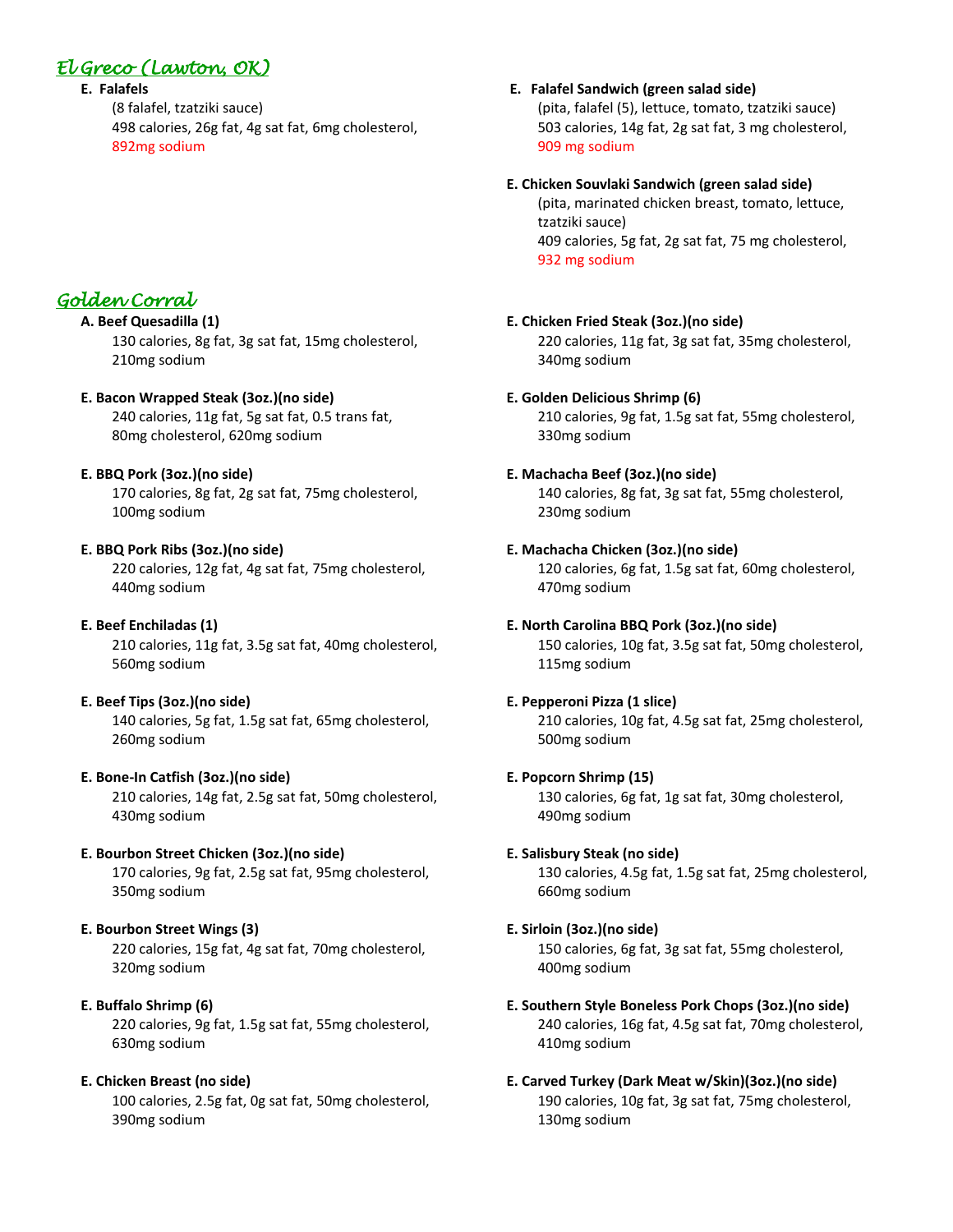## *El Greco (Lawton, OK)*

**E. Falafels**

(8 falafel, tzatziki sauce)
498 calories, 26g fat, 4g sat fat, 6mg cholesterol,
892mg sodium

**E. Falafel Sandwich (green salad side)**

(pita, falafel (5), lettuce, tomato, tzatziki sauce)
503 calories, 14g fat, 2g sat fat, 3 mg cholesterol,
909 mg sodium

**E. Chicken Souvlaki Sandwich (green salad side)**

(pita, marinated chicken breast, tomato, lettuce, tzatziki sauce)
409 calories, 5g fat, 2g sat fat, 75 mg cholesterol,
932 mg sodium

## *Golden Corral*

**A. Beef Quesadilla (1)**

130 calories, 8g fat, 3g sat fat, 15mg cholesterol,
210mg sodium

**E. Bacon Wrapped Steak (3oz.)(no side)**

240 calories, 11g fat, 5g sat fat, 0.5 trans fat,
80mg cholesterol, 620mg sodium

**E. BBQ Pork (3oz.)(no side)**

170 calories, 8g fat, 2g sat fat, 75mg cholesterol,
100mg sodium

**E. BBQ Pork Ribs (3oz.)(no side)**

220 calories, 12g fat, 4g sat fat, 75mg cholesterol,
440mg sodium

**E. Beef Enchiladas (1)**

210 calories, 11g fat, 3.5g sat fat, 40mg cholesterol,
560mg sodium

**E. Beef Tips (3oz.)(no side)**

140 calories, 5g fat, 1.5g sat fat, 65mg cholesterol,
260mg sodium

**E. Bone-In Catfish (3oz.)(no side)**

210 calories, 14g fat, 2.5g sat fat, 50mg cholesterol,
430mg sodium

**E. Bourbon Street Chicken (3oz.)(no side)**

170 calories, 9g fat, 2.5g sat fat, 95mg cholesterol,
350mg sodium

**E. Bourbon Street Wings (3)**

220 calories, 15g fat, 4g sat fat, 70mg cholesterol,
320mg sodium

**E. Buffalo Shrimp (6)**

220 calories, 9g fat, 1.5g sat fat, 55mg cholesterol,
630mg sodium

**E. Chicken Breast (no side)**

100 calories, 2.5g fat, 0g sat fat, 50mg cholesterol,
390mg sodium

**E. Chicken Fried Steak (3oz.)(no side)**

220 calories, 11g fat, 3g sat fat, 35mg cholesterol,
340mg sodium

**E. Golden Delicious Shrimp (6)**

210 calories, 9g fat, 1.5g sat fat, 55mg cholesterol,
330mg sodium

**E. Machacha Beef (3oz.)(no side)**

140 calories, 8g fat, 3g sat fat, 55mg cholesterol,
230mg sodium

**E. Machacha Chicken (3oz.)(no side)**

120 calories, 6g fat, 1.5g sat fat, 60mg cholesterol,
470mg sodium

**E. North Carolina BBQ Pork (3oz.)(no side)**

150 calories, 10g fat, 3.5g sat fat, 50mg cholesterol,
115mg sodium

**E. Pepperoni Pizza (1 slice)**

210 calories, 10g fat, 4.5g sat fat, 25mg cholesterol,
500mg sodium

**E. Popcorn Shrimp (15)**

130 calories, 6g fat, 1g sat fat, 30mg cholesterol,
490mg sodium

**E. Salisbury Steak (no side)**

130 calories, 4.5g fat, 1.5g sat fat, 25mg cholesterol,
660mg sodium

**E. Sirloin (3oz.)(no side)**

150 calories, 6g fat, 3g sat fat, 55mg cholesterol,
400mg sodium

**E. Southern Style Boneless Pork Chops (3oz.)(no side)**

240 calories, 16g fat, 4.5g sat fat, 70mg cholesterol,
410mg sodium

**E. Carved Turkey (Dark Meat w/Skin)(3oz.)(no side)**

190 calories, 10g fat, 3g sat fat, 75mg cholesterol,
130mg sodium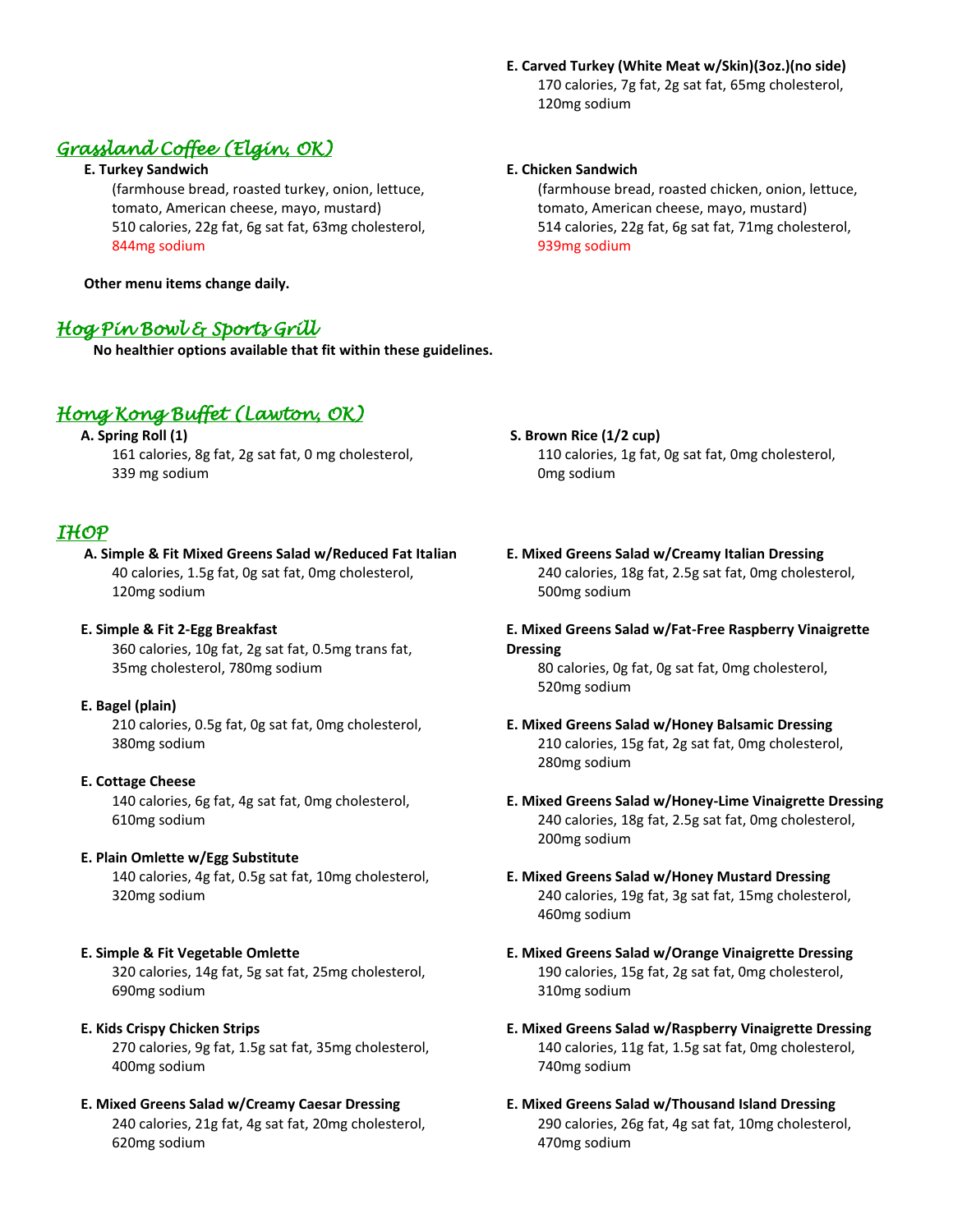**E. Carved Turkey (White Meat w/Skin)(3oz.)(no side)**
170 calories, 7g fat, 2g sat fat, 65mg cholesterol, 120mg sodium

## *Grassland Coffee (Elgin, OK)*

**E. Turkey Sandwich**
(farmhouse bread, roasted turkey, onion, lettuce, tomato, American cheese, mayo, mustard)
510 calories, 22g fat, 6g sat fat, 63mg cholesterol, 844mg sodium

**E. Chicken Sandwich**
(farmhouse bread, roasted chicken, onion, lettuce, tomato, American cheese, mayo, mustard)
514 calories, 22g fat, 6g sat fat, 71mg cholesterol, 939mg sodium

**Other menu items change daily.**

## *Hog Pin Bowl & Sports Grill*

**No healthier options available that fit within these guidelines.**

## *Hong Kong Buffet (Lawton, OK)*

**A. Spring Roll (1)**
161 calories, 8g fat, 2g sat fat, 0 mg cholesterol, 339 mg sodium

**S. Brown Rice (1/2 cup)**
110 calories, 1g fat, 0g sat fat, 0mg cholesterol, 0mg sodium

## *IHOP*

**A. Simple & Fit Mixed Greens Salad w/Reduced Fat Italian**
40 calories, 1.5g fat, 0g sat fat, 0mg cholesterol, 120mg sodium

**E. Simple & Fit 2-Egg Breakfast**
360 calories, 10g fat, 2g sat fat, 0.5mg trans fat, 35mg cholesterol, 780mg sodium

**E. Bagel (plain)**
210 calories, 0.5g fat, 0g sat fat, 0mg cholesterol, 380mg sodium

**E. Cottage Cheese**
140 calories, 6g fat, 4g sat fat, 0mg cholesterol, 610mg sodium

**E. Plain Omlette w/Egg Substitute**
140 calories, 4g fat, 0.5g sat fat, 10mg cholesterol, 320mg sodium

**E. Simple & Fit Vegetable Omlette**
320 calories, 14g fat, 5g sat fat, 25mg cholesterol, 690mg sodium

**E. Kids Crispy Chicken Strips**
270 calories, 9g fat, 1.5g sat fat, 35mg cholesterol, 400mg sodium

**E. Mixed Greens Salad w/Creamy Caesar Dressing**
240 calories, 21g fat, 4g sat fat, 20mg cholesterol, 620mg sodium

**E. Mixed Greens Salad w/Creamy Italian Dressing**
240 calories, 18g fat, 2.5g sat fat, 0mg cholesterol, 500mg sodium

**E. Mixed Greens Salad w/Fat-Free Raspberry Vinaigrette Dressing**
80 calories, 0g fat, 0g sat fat, 0mg cholesterol, 520mg sodium

**E. Mixed Greens Salad w/Honey Balsamic Dressing**
210 calories, 15g fat, 2g sat fat, 0mg cholesterol, 280mg sodium

**E. Mixed Greens Salad w/Honey-Lime Vinaigrette Dressing**
240 calories, 18g fat, 2.5g sat fat, 0mg cholesterol, 200mg sodium

**E. Mixed Greens Salad w/Honey Mustard Dressing**
240 calories, 19g fat, 3g sat fat, 15mg cholesterol, 460mg sodium

**E. Mixed Greens Salad w/Orange Vinaigrette Dressing**
190 calories, 15g fat, 2g sat fat, 0mg cholesterol, 310mg sodium

**E. Mixed Greens Salad w/Raspberry Vinaigrette Dressing**
140 calories, 11g fat, 1.5g sat fat, 0mg cholesterol, 740mg sodium

**E. Mixed Greens Salad w/Thousand Island Dressing**
290 calories, 26g fat, 4g sat fat, 10mg cholesterol, 470mg sodium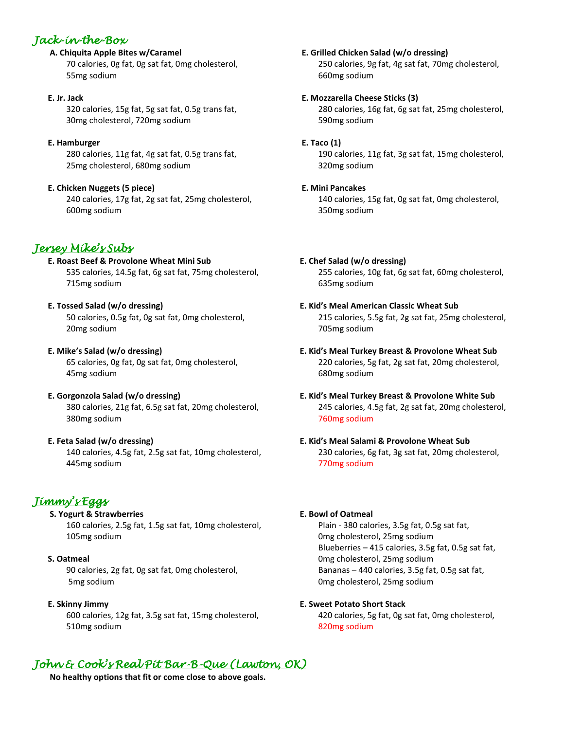## *Jack-in-the-Box*

**A. Chiquita Apple Bites w/Caramel**
70 calories, 0g fat, 0g sat fat, 0mg cholesterol, 55mg sodium

**E. Jr. Jack**
320 calories, 15g fat, 5g sat fat, 0.5g trans fat, 30mg cholesterol, 720mg sodium

**E. Hamburger**
280 calories, 11g fat, 4g sat fat, 0.5g trans fat, 25mg cholesterol, 680mg sodium

**E. Chicken Nuggets (5 piece)**
240 calories, 17g fat, 2g sat fat, 25mg cholesterol, 600mg sodium

**E. Grilled Chicken Salad (w/o dressing)**
250 calories, 9g fat, 4g sat fat, 70mg cholesterol, 660mg sodium

**E. Mozzarella Cheese Sticks (3)**
280 calories, 16g fat, 6g sat fat, 25mg cholesterol, 590mg sodium

**E. Taco (1)**
190 calories, 11g fat, 3g sat fat, 15mg cholesterol, 320mg sodium

**E. Mini Pancakes**
140 calories, 15g fat, 0g sat fat, 0mg cholesterol, 350mg sodium

## *Jersey Mike's Subs*

**E. Roast Beef & Provolone Wheat Mini Sub**
535 calories, 14.5g fat, 6g sat fat, 75mg cholesterol, 715mg sodium

**E. Tossed Salad (w/o dressing)**
50 calories, 0.5g fat, 0g sat fat, 0mg cholesterol, 20mg sodium

**E. Mike's Salad (w/o dressing)**
65 calories, 0g fat, 0g sat fat, 0mg cholesterol, 45mg sodium

**E. Gorgonzola Salad (w/o dressing)**
380 calories, 21g fat, 6.5g sat fat, 20mg cholesterol, 380mg sodium

**E. Feta Salad (w/o dressing)**
140 calories, 4.5g fat, 2.5g sat fat, 10mg cholesterol, 445mg sodium

**E. Chef Salad (w/o dressing)**
255 calories, 10g fat, 6g sat fat, 60mg cholesterol, 635mg sodium

**E. Kid's Meal American Classic Wheat Sub**
215 calories, 5.5g fat, 2g sat fat, 25mg cholesterol, 705mg sodium

**E. Kid's Meal Turkey Breast & Provolone Wheat Sub**
220 calories, 5g fat, 2g sat fat, 20mg cholesterol, 680mg sodium

**E. Kid's Meal Turkey Breast & Provolone White Sub**
245 calories, 4.5g fat, 2g sat fat, 20mg cholesterol, 760mg sodium

**E. Kid's Meal Salami & Provolone Wheat Sub**
230 calories, 6g fat, 3g sat fat, 20mg cholesterol, 770mg sodium

## *Jimmy's Eggs*

**S. Yogurt & Strawberries**
160 calories, 2.5g fat, 1.5g sat fat, 10mg cholesterol, 105mg sodium

**S. Oatmeal**
90 calories, 2g fat, 0g sat fat, 0mg cholesterol, 5mg sodium

**E. Skinny Jimmy**
600 calories, 12g fat, 3.5g sat fat, 15mg cholesterol, 510mg sodium

**E. Bowl of Oatmeal**
Plain - 380 calories, 3.5g fat, 0.5g sat fat, 0mg cholesterol, 25mg sodium
Blueberries – 415 calories, 3.5g fat, 0.5g sat fat, 0mg cholesterol, 25mg sodium
Bananas – 440 calories, 3.5g fat, 0.5g sat fat, 0mg cholesterol, 25mg sodium

**E. Sweet Potato Short Stack**
420 calories, 5g fat, 0g sat fat, 0mg cholesterol, 820mg sodium

## *John & Cook's Real Pit Bar-B-Que (Lawton, OK)*

**No healthy options that fit or come close to above goals.**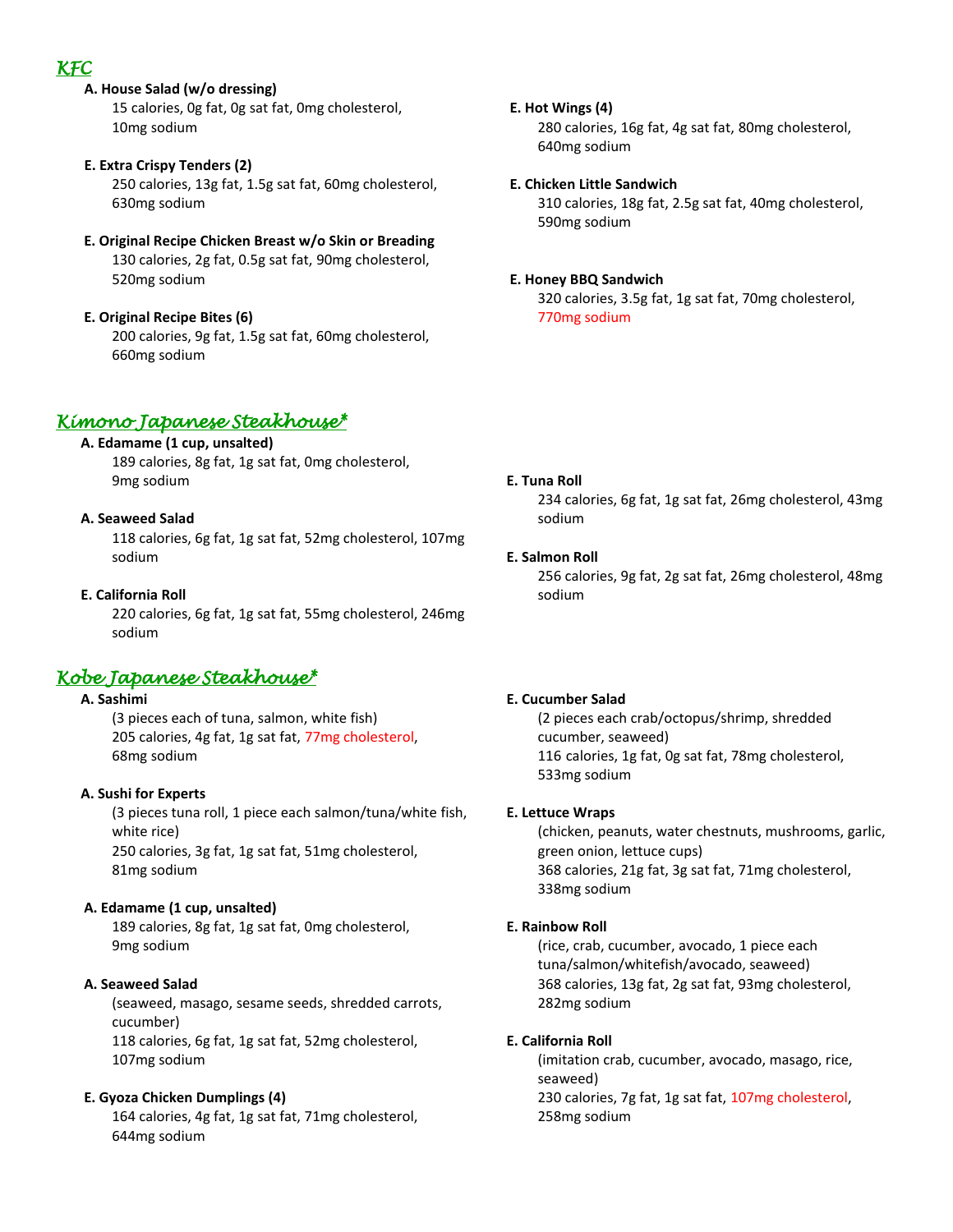## *KFC*

**A. House Salad (w/o dressing)**
15 calories, 0g fat, 0g sat fat, 0mg cholesterol, 10mg sodium

**E. Extra Crispy Tenders (2)**
250 calories, 13g fat, 1.5g sat fat, 60mg cholesterol, 630mg sodium

**E. Original Recipe Chicken Breast w/o Skin or Breading**
130 calories, 2g fat, 0.5g sat fat, 90mg cholesterol, 520mg sodium

**E. Original Recipe Bites (6)**
200 calories, 9g fat, 1.5g sat fat, 60mg cholesterol, 660mg sodium

**E. Hot Wings (4)**
280 calories, 16g fat, 4g sat fat, 80mg cholesterol, 640mg sodium

**E. Chicken Little Sandwich**
310 calories, 18g fat, 2.5g sat fat, 40mg cholesterol, 590mg sodium

**E. Honey BBQ Sandwich**
320 calories, 3.5g fat, 1g sat fat, 70mg cholesterol, 770mg sodium

## *Kimono Japanese Steakhouse**

**A. Edamame (1 cup, unsalted)**
189 calories, 8g fat, 1g sat fat, 0mg cholesterol, 9mg sodium

**A. Seaweed Salad**
118 calories, 6g fat, 1g sat fat, 52mg cholesterol, 107mg sodium

**E. California Roll**
220 calories, 6g fat, 1g sat fat, 55mg cholesterol, 246mg sodium

**E. Tuna Roll**
234 calories, 6g fat, 1g sat fat, 26mg cholesterol, 43mg sodium

**E. Salmon Roll**
256 calories, 9g fat, 2g sat fat, 26mg cholesterol, 48mg sodium

## *Kobe Japanese Steakhouse**

**A. Sashimi**
(3 pieces each of tuna, salmon, white fish)
205 calories, 4g fat, 1g sat fat, 77mg cholesterol, 68mg sodium

**A. Sushi for Experts**
(3 pieces tuna roll, 1 piece each salmon/tuna/white fish, white rice)
250 calories, 3g fat, 1g sat fat, 51mg cholesterol, 81mg sodium

**A. Edamame (1 cup, unsalted)**
189 calories, 8g fat, 1g sat fat, 0mg cholesterol, 9mg sodium

**A. Seaweed Salad**
(seaweed, masago, sesame seeds, shredded carrots, cucumber)
118 calories, 6g fat, 1g sat fat, 52mg cholesterol, 107mg sodium

**E. Gyoza Chicken Dumplings (4)**
164 calories, 4g fat, 1g sat fat, 71mg cholesterol, 644mg sodium

**E. Cucumber Salad**
(2 pieces each crab/octopus/shrimp, shredded cucumber, seaweed)
116 calories, 1g fat, 0g sat fat, 78mg cholesterol, 533mg sodium

**E. Lettuce Wraps**
(chicken, peanuts, water chestnuts, mushrooms, garlic, green onion, lettuce cups)
368 calories, 21g fat, 3g sat fat, 71mg cholesterol, 338mg sodium

**E. Rainbow Roll**
(rice, crab, cucumber, avocado, 1 piece each tuna/salmon/whitefish/avocado, seaweed)
368 calories, 13g fat, 2g sat fat, 93mg cholesterol, 282mg sodium

**E. California Roll**
(imitation crab, cucumber, avocado, masago, rice, seaweed)
230 calories, 7g fat, 1g sat fat, 107mg cholesterol, 258mg sodium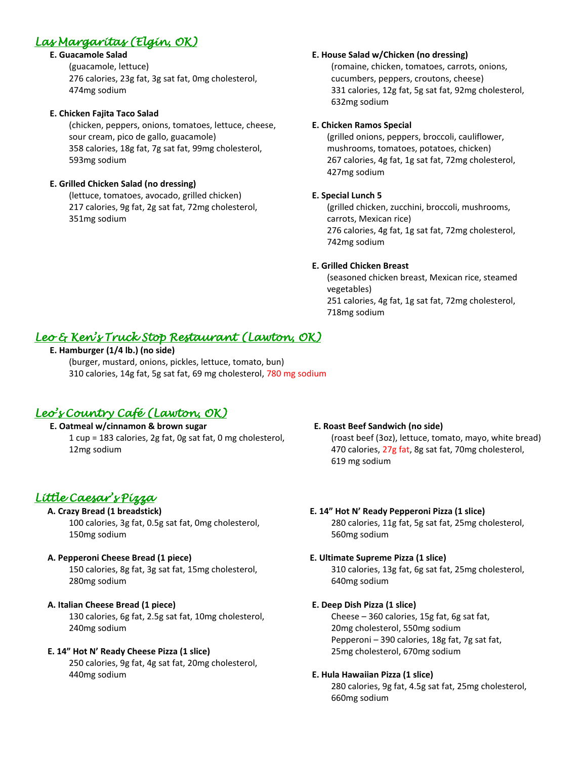## Las Margaritas (Elgin, OK)

**E. Guacamole Salad**
(guacamole, lettuce)
276 calories, 23g fat, 3g sat fat, 0mg cholesterol, 474mg sodium

**E. Chicken Fajita Taco Salad**
(chicken, peppers, onions, tomatoes, lettuce, cheese, sour cream, pico de gallo, guacamole)
358 calories, 18g fat, 7g sat fat, 99mg cholesterol, 593mg sodium

**E. Grilled Chicken Salad (no dressing)**
(lettuce, tomatoes, avocado, grilled chicken)
217 calories, 9g fat, 2g sat fat, 72mg cholesterol, 351mg sodium

**E. House Salad w/Chicken (no dressing)**
(romaine, chicken, tomatoes, carrots, onions, cucumbers, peppers, croutons, cheese)
331 calories, 12g fat, 5g sat fat, 92mg cholesterol, 632mg sodium

**E. Chicken Ramos Special**
(grilled onions, peppers, broccoli, cauliflower, mushrooms, tomatoes, potatoes, chicken)
267 calories, 4g fat, 1g sat fat, 72mg cholesterol, 427mg sodium

**E. Special Lunch 5**
(grilled chicken, zucchini, broccoli, mushrooms, carrots, Mexican rice)
276 calories, 4g fat, 1g sat fat, 72mg cholesterol, 742mg sodium

**E. Grilled Chicken Breast**
(seasoned chicken breast, Mexican rice, steamed vegetables)
251 calories, 4g fat, 1g sat fat, 72mg cholesterol, 718mg sodium

## Leo & Ken's Truck Stop Restaurant (Lawton, OK)

**E. Hamburger (1/4 lb.) (no side)**
(burger, mustard, onions, pickles, lettuce, tomato, bun)
310 calories, 14g fat, 5g sat fat, 69 mg cholesterol, 780 mg sodium

## Leo's Country Café (Lawton, OK)

**E. Oatmeal w/cinnamon & brown sugar**
1 cup = 183 calories, 2g fat, 0g sat fat, 0 mg cholesterol, 12mg sodium

**E. Roast Beef Sandwich (no side)**
(roast beef (3oz), lettuce, tomato, mayo, white bread)
470 calories, 27g fat, 8g sat fat, 70mg cholesterol, 619 mg sodium

## Little Caesar's Pizza

**A. Crazy Bread (1 breadstick)**
100 calories, 3g fat, 0.5g sat fat, 0mg cholesterol, 150mg sodium

**A. Pepperoni Cheese Bread (1 piece)**
150 calories, 8g fat, 3g sat fat, 15mg cholesterol, 280mg sodium

**A. Italian Cheese Bread (1 piece)**
130 calories, 6g fat, 2.5g sat fat, 10mg cholesterol, 240mg sodium

**E. 14" Hot N' Ready Cheese Pizza (1 slice)**
250 calories, 9g fat, 4g sat fat, 20mg cholesterol, 440mg sodium

**E. 14" Hot N' Ready Pepperoni Pizza (1 slice)**
280 calories, 11g fat, 5g sat fat, 25mg cholesterol, 560mg sodium

**E. Ultimate Supreme Pizza (1 slice)**
310 calories, 13g fat, 6g sat fat, 25mg cholesterol, 640mg sodium

**E. Deep Dish Pizza (1 slice)**
Cheese – 360 calories, 15g fat, 6g sat fat, 20mg cholesterol, 550mg sodium
Pepperoni – 390 calories, 18g fat, 7g sat fat, 25mg cholesterol, 670mg sodium

**E. Hula Hawaiian Pizza (1 slice)**
280 calories, 9g fat, 4.5g sat fat, 25mg cholesterol, 660mg sodium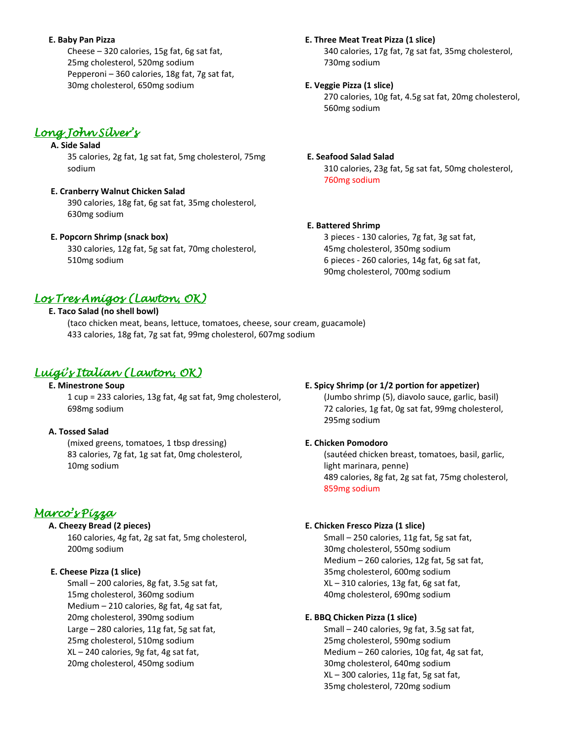**E. Baby Pan Pizza**

Cheese – 320 calories, 15g fat, 6g sat fat, 25mg cholesterol, 520mg sodium
Pepperoni – 360 calories, 18g fat, 7g sat fat, 30mg cholesterol, 650mg sodium

**E. Three Meat Treat Pizza (1 slice)**

340 calories, 17g fat, 7g sat fat, 35mg cholesterol, 730mg sodium

**E. Veggie Pizza (1 slice)**

270 calories, 10g fat, 4.5g sat fat, 20mg cholesterol, 560mg sodium

## *Long John Silver's*

**A. Side Salad**

35 calories, 2g fat, 1g sat fat, 5mg cholesterol, 75mg sodium

**E. Cranberry Walnut Chicken Salad**

390 calories, 18g fat, 6g sat fat, 35mg cholesterol, 630mg sodium

**E. Popcorn Shrimp (snack box)**

330 calories, 12g fat, 5g sat fat, 70mg cholesterol, 510mg sodium

**E. Seafood Salad Salad**

310 calories, 23g fat, 5g sat fat, 50mg cholesterol, 760mg sodium

**E. Battered Shrimp**

3 pieces - 130 calories, 7g fat, 3g sat fat, 45mg cholesterol, 350mg sodium
6 pieces - 260 calories, 14g fat, 6g sat fat, 90mg cholesterol, 700mg sodium

## *Los Tres Amigos (Lawton, OK)*

**E. Taco Salad (no shell bowl)**

(taco chicken meat, beans, lettuce, tomatoes, cheese, sour cream, guacamole)
433 calories, 18g fat, 7g sat fat, 99mg cholesterol, 607mg sodium

## *Luigi's Italian (Lawton, OK)*

**E. Minestrone Soup**

1 cup = 233 calories, 13g fat, 4g sat fat, 9mg cholesterol, 698mg sodium

**A. Tossed Salad**

(mixed greens, tomatoes, 1 tbsp dressing)
83 calories, 7g fat, 1g sat fat, 0mg cholesterol, 10mg sodium

**E. Spicy Shrimp (or 1/2 portion for appetizer)**

(Jumbo shrimp (5), diavolo sauce, garlic, basil)
72 calories, 1g fat, 0g sat fat, 99mg cholesterol, 295mg sodium

**E. Chicken Pomodoro**

(sautéed chicken breast, tomatoes, basil, garlic, light marinara, penne)
489 calories, 8g fat, 2g sat fat, 75mg cholesterol, 859mg sodium

## *Marco's Pizza*

**A. Cheezy Bread (2 pieces)**

160 calories, 4g fat, 2g sat fat, 5mg cholesterol, 200mg sodium

**E. Cheese Pizza (1 slice)**

Small – 200 calories, 8g fat, 3.5g sat fat, 15mg cholesterol, 360mg sodium
Medium – 210 calories, 8g fat, 4g sat fat, 20mg cholesterol, 390mg sodium
Large – 280 calories, 11g fat, 5g sat fat, 25mg cholesterol, 510mg sodium
XL – 240 calories, 9g fat, 4g sat fat, 20mg cholesterol, 450mg sodium

**E. Chicken Fresco Pizza (1 slice)**

Small – 250 calories, 11g fat, 5g sat fat, 30mg cholesterol, 550mg sodium
Medium – 260 calories, 12g fat, 5g sat fat, 35mg cholesterol, 600mg sodium
XL – 310 calories, 13g fat, 6g sat fat, 40mg cholesterol, 690mg sodium

**E. BBQ Chicken Pizza (1 slice)**

Small – 240 calories, 9g fat, 3.5g sat fat, 25mg cholesterol, 590mg sodium
Medium – 260 calories, 10g fat, 4g sat fat, 30mg cholesterol, 640mg sodium
XL – 300 calories, 11g fat, 5g sat fat, 35mg cholesterol, 720mg sodium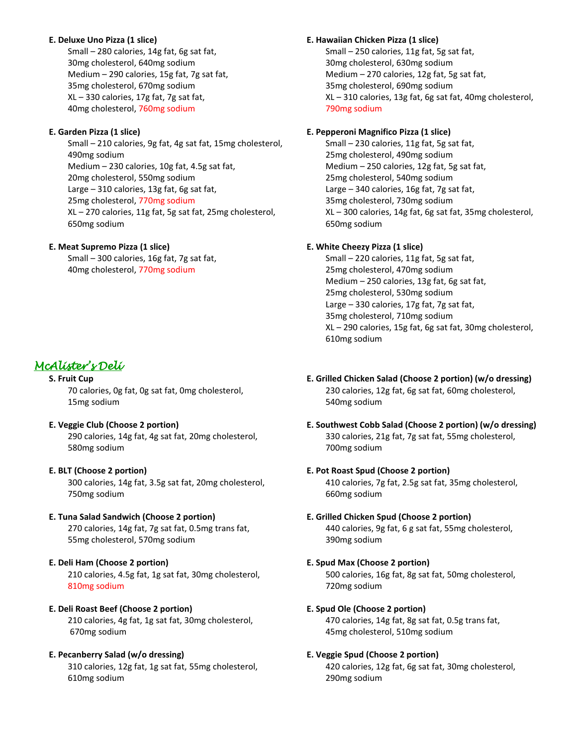**E. Deluxe Uno Pizza (1 slice)**

Small – 280 calories, 14g fat, 6g sat fat, 30mg cholesterol, 640mg sodium
Medium – 290 calories, 15g fat, 7g sat fat, 35mg cholesterol, 670mg sodium
XL – 330 calories, 17g fat, 7g sat fat, 40mg cholesterol, 760mg sodium

**E. Garden Pizza (1 slice)**

Small – 210 calories, 9g fat, 4g sat fat, 15mg cholesterol, 490mg sodium
Medium – 230 calories, 10g fat, 4.5g sat fat, 20mg cholesterol, 550mg sodium
Large – 310 calories, 13g fat, 6g sat fat, 25mg cholesterol, 770mg sodium
XL – 270 calories, 11g fat, 5g sat fat, 25mg cholesterol, 650mg sodium

**E. Meat Supremo Pizza (1 slice)**

Small – 300 calories, 16g fat, 7g sat fat, 40mg cholesterol, 770mg sodium

**E. Hawaiian Chicken Pizza (1 slice)**

Small – 250 calories, 11g fat, 5g sat fat, 30mg cholesterol, 630mg sodium
Medium – 270 calories, 12g fat, 5g sat fat, 35mg cholesterol, 690mg sodium
XL – 310 calories, 13g fat, 6g sat fat, 40mg cholesterol, 790mg sodium

**E. Pepperoni Magnifico Pizza (1 slice)**

Small – 230 calories, 11g fat, 5g sat fat, 25mg cholesterol, 490mg sodium
Medium – 250 calories, 12g fat, 5g sat fat, 25mg cholesterol, 540mg sodium
Large – 340 calories, 16g fat, 7g sat fat, 35mg cholesterol, 730mg sodium
XL – 300 calories, 14g fat, 6g sat fat, 35mg cholesterol, 650mg sodium

**E. White Cheezy Pizza (1 slice)**

Small – 220 calories, 11g fat, 5g sat fat, 25mg cholesterol, 470mg sodium
Medium – 250 calories, 13g fat, 6g sat fat, 25mg cholesterol, 530mg sodium
Large – 330 calories, 17g fat, 7g sat fat, 35mg cholesterol, 710mg sodium
XL – 290 calories, 15g fat, 6g sat fat, 30mg cholesterol, 610mg sodium

## McAlister's Deli

**S. Fruit Cup**

70 calories, 0g fat, 0g sat fat, 0mg cholesterol, 15mg sodium

**E. Veggie Club (Choose 2 portion)**

290 calories, 14g fat, 4g sat fat, 20mg cholesterol, 580mg sodium

**E. BLT (Choose 2 portion)**

300 calories, 14g fat, 3.5g sat fat, 20mg cholesterol, 750mg sodium

**E. Tuna Salad Sandwich (Choose 2 portion)**

270 calories, 14g fat, 7g sat fat, 0.5mg trans fat, 55mg cholesterol, 570mg sodium

**E. Deli Ham (Choose 2 portion)**

210 calories, 4.5g fat, 1g sat fat, 30mg cholesterol, 810mg sodium

**E. Deli Roast Beef (Choose 2 portion)**

210 calories, 4g fat, 1g sat fat, 30mg cholesterol, 670mg sodium

**E. Pecanberry Salad (w/o dressing)**

310 calories, 12g fat, 1g sat fat, 55mg cholesterol, 610mg sodium

**E. Grilled Chicken Salad (Choose 2 portion) (w/o dressing)**

230 calories, 12g fat, 6g sat fat, 60mg cholesterol, 540mg sodium

**E. Southwest Cobb Salad (Choose 2 portion) (w/o dressing)**

330 calories, 21g fat, 7g sat fat, 55mg cholesterol, 700mg sodium

**E. Pot Roast Spud (Choose 2 portion)**

410 calories, 7g fat, 2.5g sat fat, 35mg cholesterol, 660mg sodium

**E. Grilled Chicken Spud (Choose 2 portion)**

440 calories, 9g fat, 6 g sat fat, 55mg cholesterol, 390mg sodium

**E. Spud Max (Choose 2 portion)**

500 calories, 16g fat, 8g sat fat, 50mg cholesterol, 720mg sodium

**E. Spud Ole (Choose 2 portion)**

470 calories, 14g fat, 8g sat fat, 0.5g trans fat, 45mg cholesterol, 510mg sodium

**E. Veggie Spud (Choose 2 portion)**

420 calories, 12g fat, 6g sat fat, 30mg cholesterol, 290mg sodium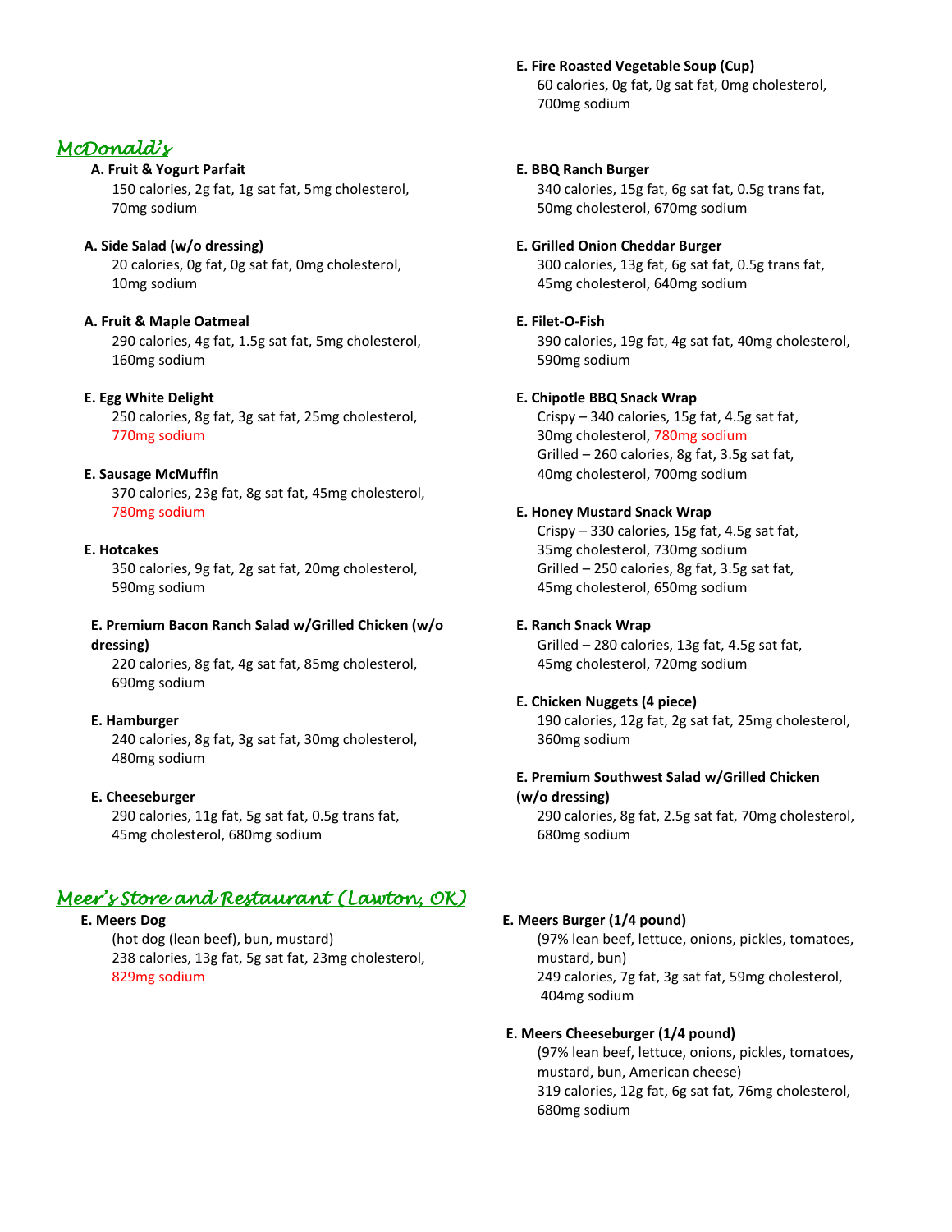**E. Fire Roasted Vegetable Soup (Cup)**
60 calories, 0g fat, 0g sat fat, 0mg cholesterol, 700mg sodium

## *McDonald's*

**A. Fruit & Yogurt Parfait**
150 calories, 2g fat, 1g sat fat, 5mg cholesterol, 70mg sodium

**A. Side Salad (w/o dressing)**
20 calories, 0g fat, 0g sat fat, 0mg cholesterol, 10mg sodium

**A. Fruit & Maple Oatmeal**
290 calories, 4g fat, 1.5g sat fat, 5mg cholesterol, 160mg sodium

**E. Egg White Delight**
250 calories, 8g fat, 3g sat fat, 25mg cholesterol, 770mg sodium

**E. Sausage McMuffin**
370 calories, 23g fat, 8g sat fat, 45mg cholesterol, 780mg sodium

**E. Hotcakes**
350 calories, 9g fat, 2g sat fat, 20mg cholesterol, 590mg sodium

**E. Premium Bacon Ranch Salad w/Grilled Chicken (w/o dressing)**
220 calories, 8g fat, 4g sat fat, 85mg cholesterol, 690mg sodium

**E. Hamburger**
240 calories, 8g fat, 3g sat fat, 30mg cholesterol, 480mg sodium

**E. Cheeseburger**
290 calories, 11g fat, 5g sat fat, 0.5g trans fat, 45mg cholesterol, 680mg sodium

**E. BBQ Ranch Burger**
340 calories, 15g fat, 6g sat fat, 0.5g trans fat, 50mg cholesterol, 670mg sodium

**E. Grilled Onion Cheddar Burger**
300 calories, 13g fat, 6g sat fat, 0.5g trans fat, 45mg cholesterol, 640mg sodium

**E. Filet-O-Fish**
390 calories, 19g fat, 4g sat fat, 40mg cholesterol, 590mg sodium

**E. Chipotle BBQ Snack Wrap**
Crispy – 340 calories, 15g fat, 4.5g sat fat, 30mg cholesterol, 780mg sodium
Grilled – 260 calories, 8g fat, 3.5g sat fat, 40mg cholesterol, 700mg sodium

**E. Honey Mustard Snack Wrap**
Crispy – 330 calories, 15g fat, 4.5g sat fat, 35mg cholesterol, 730mg sodium
Grilled – 250 calories, 8g fat, 3.5g sat fat, 45mg cholesterol, 650mg sodium

**E. Ranch Snack Wrap**
Grilled – 280 calories, 13g fat, 4.5g sat fat, 45mg cholesterol, 720mg sodium

**E. Chicken Nuggets (4 piece)**
190 calories, 12g fat, 2g sat fat, 25mg cholesterol, 360mg sodium

**E. Premium Southwest Salad w/Grilled Chicken (w/o dressing)**
290 calories, 8g fat, 2.5g sat fat, 70mg cholesterol, 680mg sodium

## *Meer's Store and Restaurant (Lawton, OK)*

**E. Meers Dog**
(hot dog (lean beef), bun, mustard)
238 calories, 13g fat, 5g sat fat, 23mg cholesterol, 829mg sodium

**E. Meers Burger (1/4 pound)**
(97% lean beef, lettuce, onions, pickles, tomatoes, mustard, bun)
249 calories, 7g fat, 3g sat fat, 59mg cholesterol, 404mg sodium

**E. Meers Cheeseburger (1/4 pound)**
(97% lean beef, lettuce, onions, pickles, tomatoes, mustard, bun, American cheese)
319 calories, 12g fat, 6g sat fat, 76mg cholesterol, 680mg sodium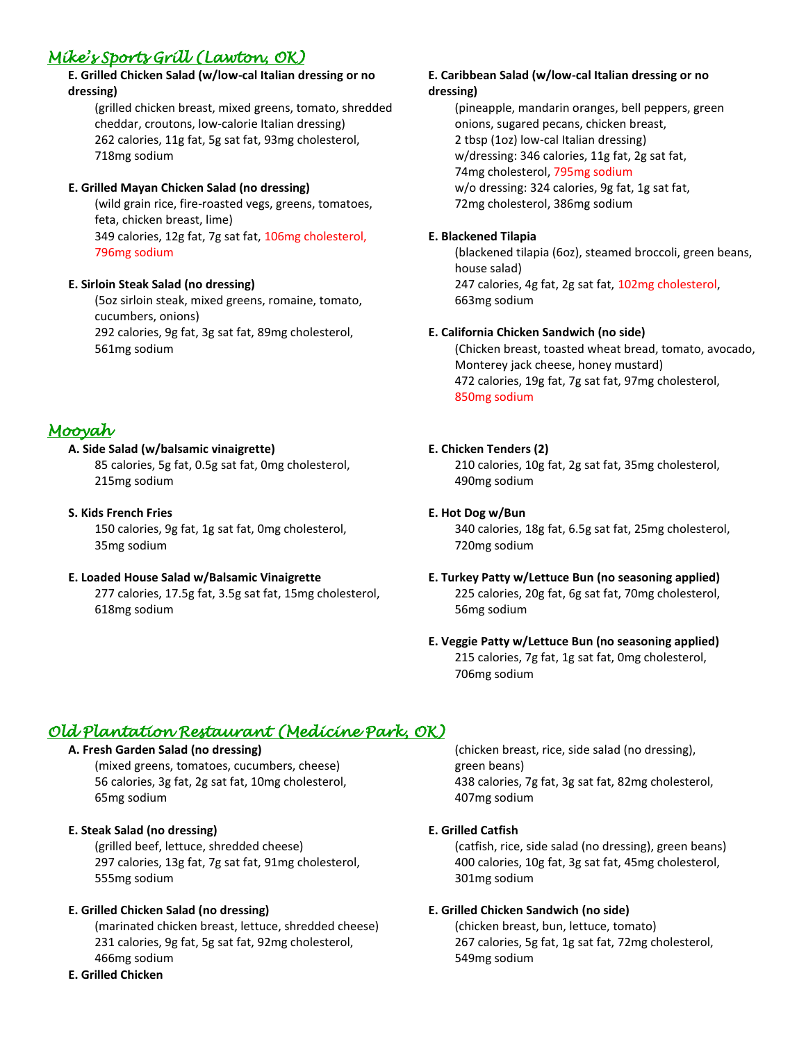## *Mike's Sports Grill (Lawton, OK)*

**E. Grilled Chicken Salad (w/low-cal Italian dressing or no dressing)**
(grilled chicken breast, mixed greens, tomato, shredded cheddar, croutons, low-calorie Italian dressing)
262 calories, 11g fat, 5g sat fat, 93mg cholesterol, 718mg sodium

**E. Grilled Mayan Chicken Salad (no dressing)**
(wild grain rice, fire-roasted vegs, greens, tomatoes, feta, chicken breast, lime)
349 calories, 12g fat, 7g sat fat, 106mg cholesterol, 796mg sodium

**E. Sirloin Steak Salad (no dressing)**
(5oz sirloin steak, mixed greens, romaine, tomato, cucumbers, onions)
292 calories, 9g fat, 3g sat fat, 89mg cholesterol, 561mg sodium

**E. Caribbean Salad (w/low-cal Italian dressing or no dressing)**
(pineapple, mandarin oranges, bell peppers, green onions, sugared pecans, chicken breast, 2 tbsp (1oz) low-cal Italian dressing)
w/dressing: 346 calories, 11g fat, 2g sat fat, 74mg cholesterol, 795mg sodium
w/o dressing: 324 calories, 9g fat, 1g sat fat, 72mg cholesterol, 386mg sodium

**E. Blackened Tilapia**
(blackened tilapia (6oz), steamed broccoli, green beans, house salad)
247 calories, 4g fat, 2g sat fat, 102mg cholesterol, 663mg sodium

**E. California Chicken Sandwich (no side)**
(Chicken breast, toasted wheat bread, tomato, avocado, Monterey jack cheese, honey mustard)
472 calories, 19g fat, 7g sat fat, 97mg cholesterol, 850mg sodium

## *Mooyah*

**A. Side Salad (w/balsamic vinaigrette)**
85 calories, 5g fat, 0.5g sat fat, 0mg cholesterol, 215mg sodium

**S. Kids French Fries**
150 calories, 9g fat, 1g sat fat, 0mg cholesterol, 35mg sodium

**E. Loaded House Salad w/Balsamic Vinaigrette**
277 calories, 17.5g fat, 3.5g sat fat, 15mg cholesterol, 618mg sodium

**E. Chicken Tenders (2)**
210 calories, 10g fat, 2g sat fat, 35mg cholesterol, 490mg sodium

**E. Hot Dog w/Bun**
340 calories, 18g fat, 6.5g sat fat, 25mg cholesterol, 720mg sodium

**E. Turkey Patty w/Lettuce Bun (no seasoning applied)**
225 calories, 20g fat, 6g sat fat, 70mg cholesterol, 56mg sodium

**E. Veggie Patty w/Lettuce Bun (no seasoning applied)**
215 calories, 7g fat, 1g sat fat, 0mg cholesterol, 706mg sodium

## *Old Plantation Restaurant (Medicine Park, OK)*

**A. Fresh Garden Salad (no dressing)**
(mixed greens, tomatoes, cucumbers, cheese)
56 calories, 3g fat, 2g sat fat, 10mg cholesterol, 65mg sodium

**E. Steak Salad (no dressing)**
(grilled beef, lettuce, shredded cheese)
297 calories, 13g fat, 7g sat fat, 91mg cholesterol, 555mg sodium

**E. Grilled Chicken Salad (no dressing)**
(marinated chicken breast, lettuce, shredded cheese)
231 calories, 9g fat, 5g sat fat, 92mg cholesterol, 466mg sodium

**E. Grilled Chicken**
(chicken breast, rice, side salad (no dressing), green beans)
438 calories, 7g fat, 3g sat fat, 82mg cholesterol, 407mg sodium

**E. Grilled Catfish**
(catfish, rice, side salad (no dressing), green beans)
400 calories, 10g fat, 3g sat fat, 45mg cholesterol, 301mg sodium

**E. Grilled Chicken Sandwich (no side)**
(chicken breast, bun, lettuce, tomato)
267 calories, 5g fat, 1g sat fat, 72mg cholesterol, 549mg sodium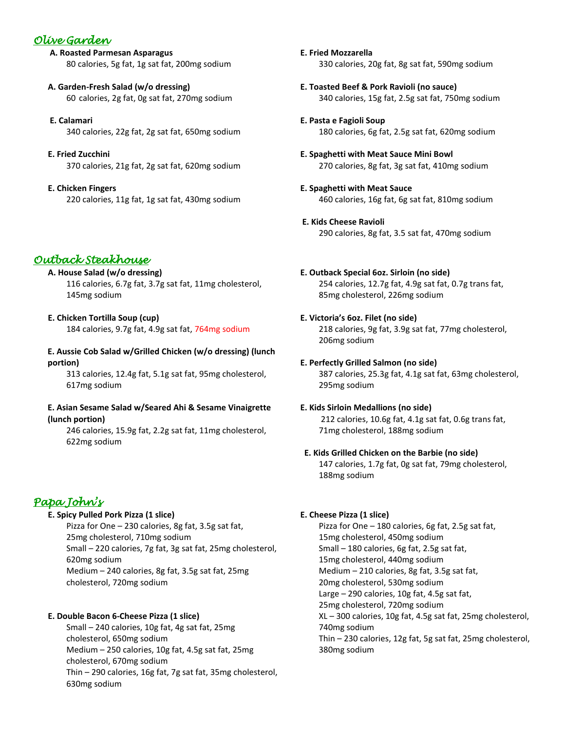## *Olive Garden*

**A. Roasted Parmesan Asparagus**
80 calories, 5g fat, 1g sat fat, 200mg sodium

**A. Garden-Fresh Salad (w/o dressing)**
60 calories, 2g fat, 0g sat fat, 270mg sodium

**E. Calamari**
340 calories, 22g fat, 2g sat fat, 650mg sodium

**E. Fried Zucchini**
370 calories, 21g fat, 2g sat fat, 620mg sodium

**E. Chicken Fingers**
220 calories, 11g fat, 1g sat fat, 430mg sodium

**E. Fried Mozzarella**
330 calories, 20g fat, 8g sat fat, 590mg sodium

**E. Toasted Beef & Pork Ravioli (no sauce)**
340 calories, 15g fat, 2.5g sat fat, 750mg sodium

**E. Pasta e Fagioli Soup**
180 calories, 6g fat, 2.5g sat fat, 620mg sodium

**E. Spaghetti with Meat Sauce Mini Bowl**
270 calories, 8g fat, 3g sat fat, 410mg sodium

**E. Spaghetti with Meat Sauce**
460 calories, 16g fat, 6g sat fat, 810mg sodium

**E. Kids Cheese Ravioli**
290 calories, 8g fat, 3.5 sat fat, 470mg sodium

## *Outback Steakhouse*

**A. House Salad (w/o dressing)**
116 calories, 6.7g fat, 3.7g sat fat, 11mg cholesterol, 145mg sodium

**E. Chicken Tortilla Soup (cup)**
184 calories, 9.7g fat, 4.9g sat fat, 764mg sodium

**E. Aussie Cob Salad w/Grilled Chicken (w/o dressing) (lunch portion)**
313 calories, 12.4g fat, 5.1g sat fat, 95mg cholesterol, 617mg sodium

**E. Asian Sesame Salad w/Seared Ahi & Sesame Vinaigrette (lunch portion)**
246 calories, 15.9g fat, 2.2g sat fat, 11mg cholesterol, 622mg sodium

**E. Outback Special 6oz. Sirloin (no side)**
254 calories, 12.7g fat, 4.9g sat fat, 0.7g trans fat, 85mg cholesterol, 226mg sodium

**E. Victoria's 6oz. Filet (no side)**
218 calories, 9g fat, 3.9g sat fat, 77mg cholesterol, 206mg sodium

**E. Perfectly Grilled Salmon (no side)**
387 calories, 25.3g fat, 4.1g sat fat, 63mg cholesterol, 295mg sodium

**E. Kids Sirloin Medallions (no side)**
212 calories, 10.6g fat, 4.1g sat fat, 0.6g trans fat, 71mg cholesterol, 188mg sodium

**E. Kids Grilled Chicken on the Barbie (no side)**
147 calories, 1.7g fat, 0g sat fat, 79mg cholesterol, 188mg sodium

## *Papa John's*

**E. Spicy Pulled Pork Pizza (1 slice)**
Pizza for One – 230 calories, 8g fat, 3.5g sat fat, 25mg cholesterol, 710mg sodium
Small – 220 calories, 7g fat, 3g sat fat, 25mg cholesterol, 620mg sodium
Medium – 240 calories, 8g fat, 3.5g sat fat, 25mg cholesterol, 720mg sodium

**E. Double Bacon 6-Cheese Pizza (1 slice)**
Small – 240 calories, 10g fat, 4g sat fat, 25mg cholesterol, 650mg sodium
Medium – 250 calories, 10g fat, 4.5g sat fat, 25mg cholesterol, 670mg sodium
Thin – 290 calories, 16g fat, 7g sat fat, 35mg cholesterol, 630mg sodium

**E. Cheese Pizza (1 slice)**
Pizza for One – 180 calories, 6g fat, 2.5g sat fat, 15mg cholesterol, 450mg sodium
Small – 180 calories, 6g fat, 2.5g sat fat, 15mg cholesterol, 440mg sodium
Medium – 210 calories, 8g fat, 3.5g sat fat, 20mg cholesterol, 530mg sodium
Large – 290 calories, 10g fat, 4.5g sat fat, 25mg cholesterol, 720mg sodium
XL – 300 calories, 10g fat, 4.5g sat fat, 25mg cholesterol, 740mg sodium
Thin – 230 calories, 12g fat, 5g sat fat, 25mg cholesterol, 380mg sodium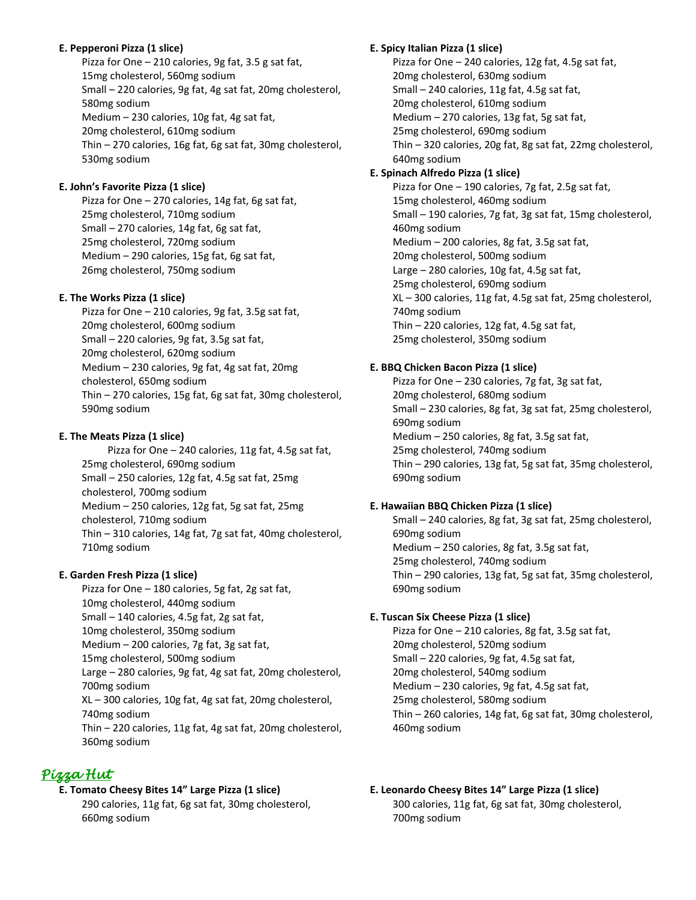**E. Pepperoni Pizza (1 slice)**

Pizza for One – 210 calories, 9g fat, 3.5 g sat fat, 15mg cholesterol, 560mg sodium
Small – 220 calories, 9g fat, 4g sat fat, 20mg cholesterol, 580mg sodium
Medium – 230 calories, 10g fat, 4g sat fat, 20mg cholesterol, 610mg sodium
Thin – 270 calories, 16g fat, 6g sat fat, 30mg cholesterol, 530mg sodium

**E. John's Favorite Pizza (1 slice)**

Pizza for One – 270 calories, 14g fat, 6g sat fat, 25mg cholesterol, 710mg sodium
Small – 270 calories, 14g fat, 6g sat fat, 25mg cholesterol, 720mg sodium
Medium – 290 calories, 15g fat, 6g sat fat, 26mg cholesterol, 750mg sodium

**E. The Works Pizza (1 slice)**

Pizza for One – 210 calories, 9g fat, 3.5g sat fat, 20mg cholesterol, 600mg sodium
Small – 220 calories, 9g fat, 3.5g sat fat, 20mg cholesterol, 620mg sodium
Medium – 230 calories, 9g fat, 4g sat fat, 20mg cholesterol, 650mg sodium
Thin – 270 calories, 15g fat, 6g sat fat, 30mg cholesterol, 590mg sodium

**E. The Meats Pizza (1 slice)**

Pizza for One – 240 calories, 11g fat, 4.5g sat fat, 25mg cholesterol, 690mg sodium
Small – 250 calories, 12g fat, 4.5g sat fat, 25mg cholesterol, 700mg sodium
Medium – 250 calories, 12g fat, 5g sat fat, 25mg cholesterol, 710mg sodium
Thin – 310 calories, 14g fat, 7g sat fat, 40mg cholesterol, 710mg sodium

**E. Garden Fresh Pizza (1 slice)**

Pizza for One – 180 calories, 5g fat, 2g sat fat, 10mg cholesterol, 440mg sodium
Small – 140 calories, 4.5g fat, 2g sat fat, 10mg cholesterol, 350mg sodium
Medium – 200 calories, 7g fat, 3g sat fat, 15mg cholesterol, 500mg sodium
Large – 280 calories, 9g fat, 4g sat fat, 20mg cholesterol, 700mg sodium
XL – 300 calories, 10g fat, 4g sat fat, 20mg cholesterol, 740mg sodium
Thin – 220 calories, 11g fat, 4g sat fat, 20mg cholesterol, 360mg sodium

**E. Spicy Italian Pizza (1 slice)**

Pizza for One – 240 calories, 12g fat, 4.5g sat fat, 20mg cholesterol, 630mg sodium
Small – 240 calories, 11g fat, 4.5g sat fat, 20mg cholesterol, 610mg sodium
Medium – 270 calories, 13g fat, 5g sat fat, 25mg cholesterol, 690mg sodium
Thin – 320 calories, 20g fat, 8g sat fat, 22mg cholesterol, 640mg sodium

**E. Spinach Alfredo Pizza (1 slice)**

Pizza for One – 190 calories, 7g fat, 2.5g sat fat, 15mg cholesterol, 460mg sodium
Small – 190 calories, 7g fat, 3g sat fat, 15mg cholesterol, 460mg sodium
Medium – 200 calories, 8g fat, 3.5g sat fat, 20mg cholesterol, 500mg sodium
Large – 280 calories, 10g fat, 4.5g sat fat, 25mg cholesterol, 690mg sodium
XL – 300 calories, 11g fat, 4.5g sat fat, 25mg cholesterol, 740mg sodium
Thin – 220 calories, 12g fat, 4.5g sat fat, 25mg cholesterol, 350mg sodium

**E. BBQ Chicken Bacon Pizza (1 slice)**

Pizza for One – 230 calories, 7g fat, 3g sat fat, 20mg cholesterol, 680mg sodium
Small – 230 calories, 8g fat, 3g sat fat, 25mg cholesterol, 690mg sodium
Medium – 250 calories, 8g fat, 3.5g sat fat, 25mg cholesterol, 740mg sodium
Thin – 290 calories, 13g fat, 5g sat fat, 35mg cholesterol, 690mg sodium

**E. Hawaiian BBQ Chicken Pizza (1 slice)**

Small – 240 calories, 8g fat, 3g sat fat, 25mg cholesterol, 690mg sodium
Medium – 250 calories, 8g fat, 3.5g sat fat, 25mg cholesterol, 740mg sodium
Thin – 290 calories, 13g fat, 5g sat fat, 35mg cholesterol, 690mg sodium

**E. Tuscan Six Cheese Pizza (1 slice)**

Pizza for One – 210 calories, 8g fat, 3.5g sat fat, 20mg cholesterol, 520mg sodium
Small – 220 calories, 9g fat, 4.5g sat fat, 20mg cholesterol, 540mg sodium
Medium – 230 calories, 9g fat, 4.5g sat fat, 25mg cholesterol, 580mg sodium
Thin – 260 calories, 14g fat, 6g sat fat, 30mg cholesterol, 460mg sodium

## *Pizza Hut*

**E. Tomato Cheesy Bites 14" Large Pizza (1 slice)**

290 calories, 11g fat, 6g sat fat, 30mg cholesterol, 660mg sodium

**E. Leonardo Cheesy Bites 14" Large Pizza (1 slice)**

300 calories, 11g fat, 6g sat fat, 30mg cholesterol, 700mg sodium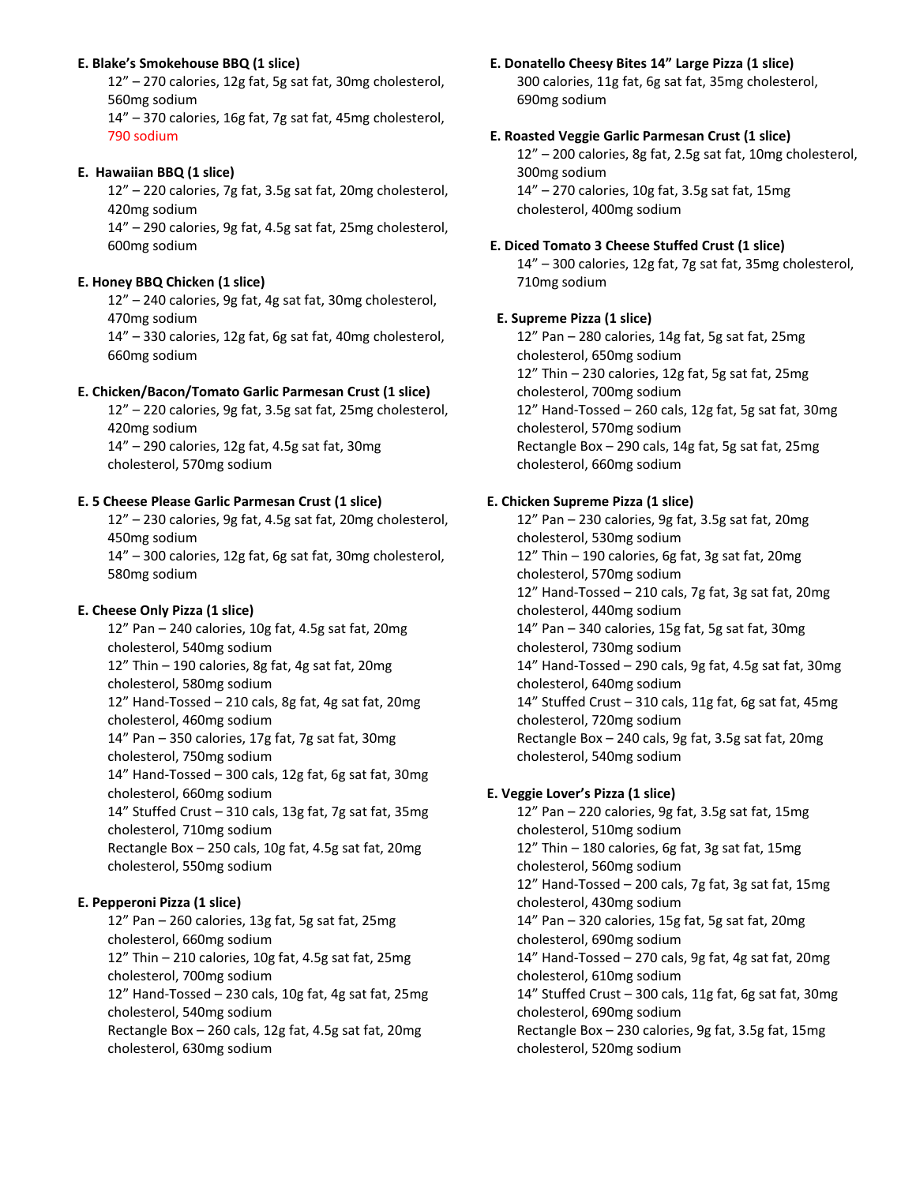**E. Blake's Smokehouse BBQ (1 slice)**

12" – 270 calories, 12g fat, 5g sat fat, 30mg cholesterol, 560mg sodium
14" – 370 calories, 16g fat, 7g sat fat, 45mg cholesterol, 790 sodium

**E. Hawaiian BBQ (1 slice)**

12" – 220 calories, 7g fat, 3.5g sat fat, 20mg cholesterol, 420mg sodium
14" – 290 calories, 9g fat, 4.5g sat fat, 25mg cholesterol, 600mg sodium

**E. Honey BBQ Chicken (1 slice)**

12" – 240 calories, 9g fat, 4g sat fat, 30mg cholesterol, 470mg sodium
14" – 330 calories, 12g fat, 6g sat fat, 40mg cholesterol, 660mg sodium

**E. Chicken/Bacon/Tomato Garlic Parmesan Crust (1 slice)**

12" – 220 calories, 9g fat, 3.5g sat fat, 25mg cholesterol, 420mg sodium
14" – 290 calories, 12g fat, 4.5g sat fat, 30mg cholesterol, 570mg sodium

**E. 5 Cheese Please Garlic Parmesan Crust (1 slice)**

12" – 230 calories, 9g fat, 4.5g sat fat, 20mg cholesterol, 450mg sodium
14" – 300 calories, 12g fat, 6g sat fat, 30mg cholesterol, 580mg sodium

**E. Cheese Only Pizza (1 slice)**

12" Pan – 240 calories, 10g fat, 4.5g sat fat, 20mg cholesterol, 540mg sodium
12" Thin – 190 calories, 8g fat, 4g sat fat, 20mg cholesterol, 580mg sodium
12" Hand-Tossed – 210 cals, 8g fat, 4g sat fat, 20mg cholesterol, 460mg sodium
14" Pan – 350 calories, 17g fat, 7g sat fat, 30mg cholesterol, 750mg sodium
14" Hand-Tossed – 300 cals, 12g fat, 6g sat fat, 30mg cholesterol, 660mg sodium
14" Stuffed Crust – 310 cals, 13g fat, 7g sat fat, 35mg cholesterol, 710mg sodium
Rectangle Box – 250 cals, 10g fat, 4.5g sat fat, 20mg cholesterol, 550mg sodium

**E. Pepperoni Pizza (1 slice)**

12" Pan – 260 calories, 13g fat, 5g sat fat, 25mg cholesterol, 660mg sodium
12" Thin – 210 calories, 10g fat, 4.5g sat fat, 25mg cholesterol, 700mg sodium
12" Hand-Tossed – 230 cals, 10g fat, 4g sat fat, 25mg cholesterol, 540mg sodium
Rectangle Box – 260 cals, 12g fat, 4.5g sat fat, 20mg cholesterol, 630mg sodium

**E. Donatello Cheesy Bites 14" Large Pizza (1 slice)**

300 calories, 11g fat, 6g sat fat, 35mg cholesterol, 690mg sodium

**E. Roasted Veggie Garlic Parmesan Crust (1 slice)**

12" – 200 calories, 8g fat, 2.5g sat fat, 10mg cholesterol, 300mg sodium
14" – 270 calories, 10g fat, 3.5g sat fat, 15mg cholesterol, 400mg sodium

**E. Diced Tomato 3 Cheese Stuffed Crust (1 slice)**

14" – 300 calories, 12g fat, 7g sat fat, 35mg cholesterol, 710mg sodium

**E. Supreme Pizza (1 slice)**

12" Pan – 280 calories, 14g fat, 5g sat fat, 25mg cholesterol, 650mg sodium
12" Thin – 230 calories, 12g fat, 5g sat fat, 25mg cholesterol, 700mg sodium
12" Hand-Tossed – 260 cals, 12g fat, 5g sat fat, 30mg cholesterol, 570mg sodium
Rectangle Box – 290 cals, 14g fat, 5g sat fat, 25mg cholesterol, 660mg sodium

**E. Chicken Supreme Pizza (1 slice)**

12" Pan – 230 calories, 9g fat, 3.5g sat fat, 20mg cholesterol, 530mg sodium
12" Thin – 190 calories, 6g fat, 3g sat fat, 20mg cholesterol, 570mg sodium
12" Hand-Tossed – 210 cals, 7g fat, 3g sat fat, 20mg cholesterol, 440mg sodium
14" Pan – 340 calories, 15g fat, 5g sat fat, 30mg cholesterol, 730mg sodium
14" Hand-Tossed – 290 cals, 9g fat, 4.5g sat fat, 30mg cholesterol, 640mg sodium
14" Stuffed Crust – 310 cals, 11g fat, 6g sat fat, 45mg cholesterol, 720mg sodium
Rectangle Box – 240 cals, 9g fat, 3.5g sat fat, 20mg cholesterol, 540mg sodium

**E. Veggie Lover's Pizza (1 slice)**

12" Pan – 220 calories, 9g fat, 3.5g sat fat, 15mg cholesterol, 510mg sodium
12" Thin – 180 calories, 6g fat, 3g sat fat, 15mg cholesterol, 560mg sodium
12" Hand-Tossed – 200 cals, 7g fat, 3g sat fat, 15mg cholesterol, 430mg sodium
14" Pan – 320 calories, 15g fat, 5g sat fat, 20mg cholesterol, 690mg sodium
14" Hand-Tossed – 270 cals, 9g fat, 4g sat fat, 20mg cholesterol, 610mg sodium
14" Stuffed Crust – 300 cals, 11g fat, 6g sat fat, 30mg cholesterol, 690mg sodium
Rectangle Box – 230 calories, 9g fat, 3.5g fat, 15mg cholesterol, 520mg sodium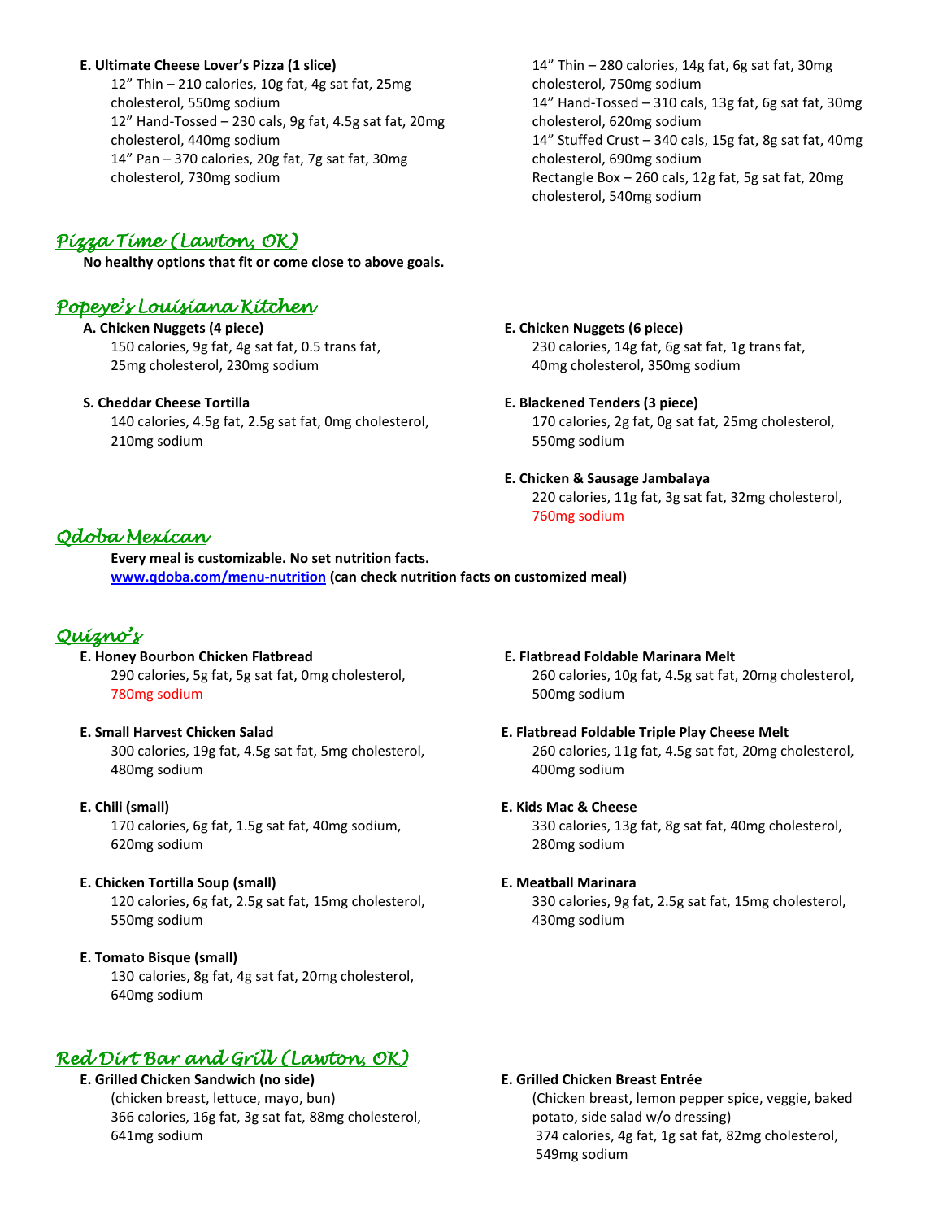**E. Ultimate Cheese Lover's Pizza (1 slice)**
12" Thin – 210 calories, 10g fat, 4g sat fat, 25mg cholesterol, 550mg sodium
12" Hand-Tossed – 230 cals, 9g fat, 4.5g sat fat, 20mg cholesterol, 440mg sodium
14" Pan – 370 calories, 20g fat, 7g sat fat, 30mg cholesterol, 730mg sodium
14" Thin – 280 calories, 14g fat, 6g sat fat, 30mg cholesterol, 750mg sodium
14" Hand-Tossed – 310 cals, 13g fat, 6g sat fat, 30mg cholesterol, 620mg sodium
14" Stuffed Crust – 340 cals, 15g fat, 8g sat fat, 40mg cholesterol, 690mg sodium
Rectangle Box – 260 cals, 12g fat, 5g sat fat, 20mg cholesterol, 540mg sodium

## *Pizza Time (Lawton, OK)*

**No healthy options that fit or come close to above goals.**

## *Popeye's Louisiana Kitchen*

**A. Chicken Nuggets (4 piece)**
150 calories, 9g fat, 4g sat fat, 0.5 trans fat, 25mg cholesterol, 230mg sodium

**S. Cheddar Cheese Tortilla**
140 calories, 4.5g fat, 2.5g sat fat, 0mg cholesterol, 210mg sodium

**E. Chicken Nuggets (6 piece)**
230 calories, 14g fat, 6g sat fat, 1g trans fat, 40mg cholesterol, 350mg sodium

**E. Blackened Tenders (3 piece)**
170 calories, 2g fat, 0g sat fat, 25mg cholesterol, 550mg sodium

**E. Chicken & Sausage Jambalaya**
220 calories, 11g fat, 3g sat fat, 32mg cholesterol, 760mg sodium

## *Qdoba Mexican*

**Every meal is customizable. No set nutrition facts.**
**www.qdoba.com/menu-nutrition (can check nutrition facts on customized meal)**

## *Quizno's*

**E. Honey Bourbon Chicken Flatbread**
290 calories, 5g fat, 5g sat fat, 0mg cholesterol, 780mg sodium

**E. Small Harvest Chicken Salad**
300 calories, 19g fat, 4.5g sat fat, 5mg cholesterol, 480mg sodium

**E. Chili (small)**
170 calories, 6g fat, 1.5g sat fat, 40mg sodium, 620mg sodium

**E. Chicken Tortilla Soup (small)**
120 calories, 6g fat, 2.5g sat fat, 15mg cholesterol, 550mg sodium

**E. Tomato Bisque (small)**
130 calories, 8g fat, 4g sat fat, 20mg cholesterol, 640mg sodium

**E. Flatbread Foldable Marinara Melt**
260 calories, 10g fat, 4.5g sat fat, 20mg cholesterol, 500mg sodium

**E. Flatbread Foldable Triple Play Cheese Melt**
260 calories, 11g fat, 4.5g sat fat, 20mg cholesterol, 400mg sodium

**E. Kids Mac & Cheese**
330 calories, 13g fat, 8g sat fat, 40mg cholesterol, 280mg sodium

**E. Meatball Marinara**
330 calories, 9g fat, 2.5g sat fat, 15mg cholesterol, 430mg sodium

## *Red Dirt Bar and Grill (Lawton, OK)*

**E. Grilled Chicken Sandwich (no side)**
(chicken breast, lettuce, mayo, bun)
366 calories, 16g fat, 3g sat fat, 88mg cholesterol, 641mg sodium

**E. Grilled Chicken Breast Entrée**
(Chicken breast, lemon pepper spice, veggie, baked potato, side salad w/o dressing)
374 calories, 4g fat, 1g sat fat, 82mg cholesterol, 549mg sodium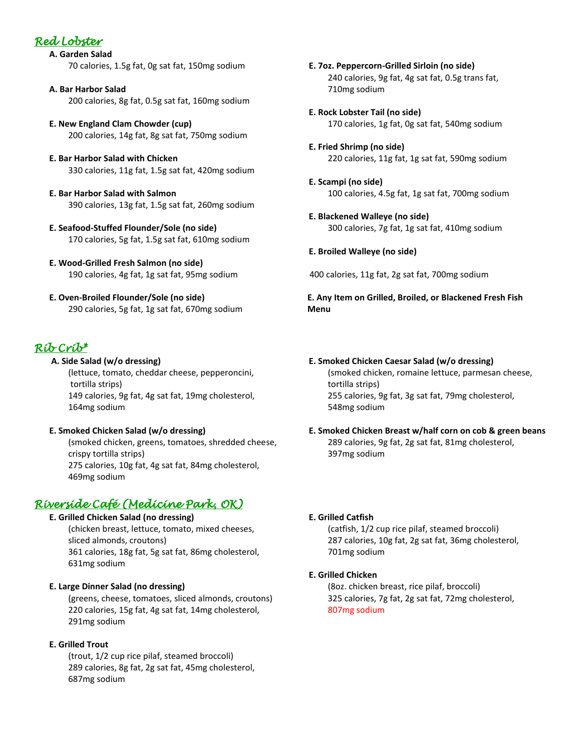## *Red Lobster*

**A. Garden Salad**
70 calories, 1.5g fat, 0g sat fat, 150mg sodium

**A. Bar Harbor Salad**
200 calories, 8g fat, 0.5g sat fat, 160mg sodium

**E. New England Clam Chowder (cup)**
200 calories, 14g fat, 8g sat fat, 750mg sodium

**E. Bar Harbor Salad with Chicken**
330 calories, 11g fat, 1.5g sat fat, 420mg sodium

**E. Bar Harbor Salad with Salmon**
390 calories, 13g fat, 1.5g sat fat, 260mg sodium

**E. Seafood-Stuffed Flounder/Sole (no side)**
170 calories, 5g fat, 1.5g sat fat, 610mg sodium

**E. Wood-Grilled Fresh Salmon (no side)**
190 calories, 4g fat, 1g sat fat, 95mg sodium

**E. Oven-Broiled Flounder/Sole (no side)**
290 calories, 5g fat, 1g sat fat, 670mg sodium

**E. 7oz. Peppercorn-Grilled Sirloin (no side)**
240 calories, 9g fat, 4g sat fat, 0.5g trans fat, 710mg sodium

**E. Rock Lobster Tail (no side)**
170 calories, 1g fat, 0g sat fat, 540mg sodium

**E. Fried Shrimp (no side)**
220 calories, 11g fat, 1g sat fat, 590mg sodium

**E. Scampi (no side)**
100 calories, 4.5g fat, 1g sat fat, 700mg sodium

**E. Blackened Walleye (no side)**
300 calories, 7g fat, 1g sat fat, 410mg sodium

**E. Broiled Walleye (no side)**

400 calories, 11g fat, 2g sat fat, 700mg sodium

**E. Any Item on Grilled, Broiled, or Blackened Fresh Fish Menu**

## *Rib Crib**

**A. Side Salad (w/o dressing)**
(lettuce, tomato, cheddar cheese, pepperoncini, tortilla strips)
149 calories, 9g fat, 4g sat fat, 19mg cholesterol, 164mg sodium

**E. Smoked Chicken Salad (w/o dressing)**
(smoked chicken, greens, tomatoes, shredded cheese, crispy tortilla strips)
275 calories, 10g fat, 4g sat fat, 84mg cholesterol, 469mg sodium

**E. Smoked Chicken Caesar Salad (w/o dressing)**
(smoked chicken, romaine lettuce, parmesan cheese, tortilla strips)
255 calories, 9g fat, 3g sat fat, 79mg cholesterol, 548mg sodium

**E. Smoked Chicken Breast w/half corn on cob & green beans**
289 calories, 9g fat, 2g sat fat, 81mg cholesterol, 397mg sodium

## *Riverside Café (Medicine Park, OK)*

**E. Grilled Chicken Salad (no dressing)**
(chicken breast, lettuce, tomato, mixed cheeses, sliced almonds, croutons)
361 calories, 18g fat, 5g sat fat, 86mg cholesterol, 631mg sodium

**E. Large Dinner Salad (no dressing)**
(greens, cheese, tomatoes, sliced almonds, croutons)
220 calories, 15g fat, 4g sat fat, 14mg cholesterol, 291mg sodium

**E. Grilled Trout**
(trout, 1/2 cup rice pilaf, steamed broccoli)
289 calories, 8g fat, 2g sat fat, 45mg cholesterol, 687mg sodium

**E. Grilled Catfish**
(catfish, 1/2 cup rice pilaf, steamed broccoli)
287 calories, 10g fat, 2g sat fat, 36mg cholesterol, 701mg sodium

**E. Grilled Chicken**
(8oz. chicken breast, rice pilaf, broccoli)
325 calories, 7g fat, 2g sat fat, 72mg cholesterol, 807mg sodium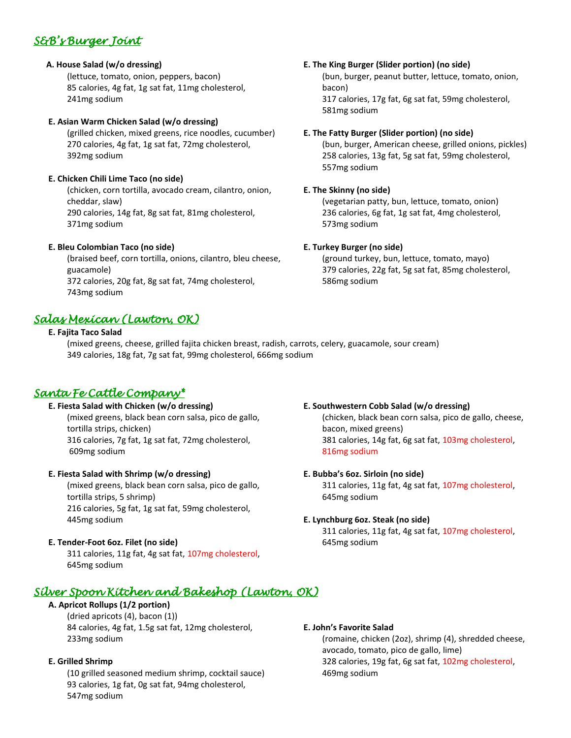## *S&B's Burger Joint*

**A. House Salad (w/o dressing)**
(lettuce, tomato, onion, peppers, bacon)
85 calories, 4g fat, 1g sat fat, 11mg cholesterol, 241mg sodium

**E. Asian Warm Chicken Salad (w/o dressing)**
(grilled chicken, mixed greens, rice noodles, cucumber)
270 calories, 4g fat, 1g sat fat, 72mg cholesterol, 392mg sodium

**E. Chicken Chili Lime Taco (no side)**
(chicken, corn tortilla, avocado cream, cilantro, onion, cheddar, slaw)
290 calories, 14g fat, 8g sat fat, 81mg cholesterol, 371mg sodium

**E. Bleu Colombian Taco (no side)**
(braised beef, corn tortilla, onions, cilantro, bleu cheese, guacamole)
372 calories, 20g fat, 8g sat fat, 74mg cholesterol, 743mg sodium

**E. The King Burger (Slider portion) (no side)**
(bun, burger, peanut butter, lettuce, tomato, onion, bacon)
317 calories, 17g fat, 6g sat fat, 59mg cholesterol, 581mg sodium

**E. The Fatty Burger (Slider portion) (no side)**
(bun, burger, American cheese, grilled onions, pickles)
258 calories, 13g fat, 5g sat fat, 59mg cholesterol, 557mg sodium

**E. The Skinny (no side)**
(vegetarian patty, bun, lettuce, tomato, onion)
236 calories, 6g fat, 1g sat fat, 4mg cholesterol, 573mg sodium

**E. Turkey Burger (no side)**
(ground turkey, bun, lettuce, tomato, mayo)
379 calories, 22g fat, 5g sat fat, 85mg cholesterol, 586mg sodium

## *Salas Mexican (Lawton, OK)*

**E. Fajita Taco Salad**
(mixed greens, cheese, grilled fajita chicken breast, radish, carrots, celery, guacamole, sour cream)
349 calories, 18g fat, 7g sat fat, 99mg cholesterol, 666mg sodium

## *Santa Fe Cattle Company**

**E. Fiesta Salad with Chicken (w/o dressing)**
(mixed greens, black bean corn salsa, pico de gallo, tortilla strips, chicken)
316 calories, 7g fat, 1g sat fat, 72mg cholesterol, 609mg sodium

**E. Fiesta Salad with Shrimp (w/o dressing)**
(mixed greens, black bean corn salsa, pico de gallo, tortilla strips, 5 shrimp)
216 calories, 5g fat, 1g sat fat, 59mg cholesterol, 445mg sodium

**E. Tender-Foot 6oz. Filet (no side)**
311 calories, 11g fat, 4g sat fat, 107mg cholesterol, 645mg sodium

**E. Southwestern Cobb Salad (w/o dressing)**
(chicken, black bean corn salsa, pico de gallo, cheese, bacon, mixed greens)
381 calories, 14g fat, 6g sat fat, 103mg cholesterol, 816mg sodium

**E. Bubba's 6oz. Sirloin (no side)**
311 calories, 11g fat, 4g sat fat, 107mg cholesterol, 645mg sodium

**E. Lynchburg 6oz. Steak (no side)**
311 calories, 11g fat, 4g sat fat, 107mg cholesterol, 645mg sodium

## *Silver Spoon Kitchen and Bakeshop (Lawton, OK)*

**A. Apricot Rollups (1/2 portion)**
(dried apricots (4), bacon (1))
84 calories, 4g fat, 1.5g sat fat, 12mg cholesterol, 233mg sodium

**E. Grilled Shrimp**
(10 grilled seasoned medium shrimp, cocktail sauce)
93 calories, 1g fat, 0g sat fat, 94mg cholesterol, 547mg sodium

**E. John's Favorite Salad**
(romaine, chicken (2oz), shrimp (4), shredded cheese, avocado, tomato, pico de gallo, lime)
328 calories, 19g fat, 6g sat fat, 102mg cholesterol, 469mg sodium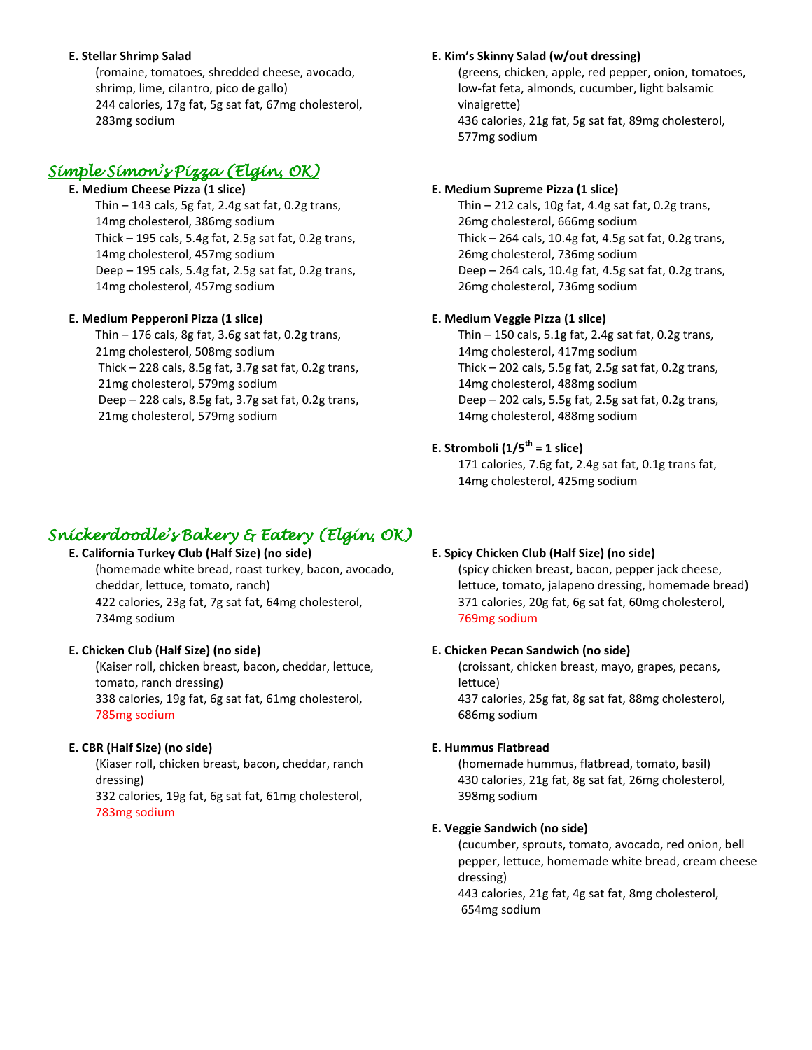**E. Stellar Shrimp Salad**
(romaine, tomatoes, shredded cheese, avocado, shrimp, lime, cilantro, pico de gallo)
244 calories, 17g fat, 5g sat fat, 67mg cholesterol, 283mg sodium

**E. Kim's Skinny Salad (w/out dressing)**
(greens, chicken, apple, red pepper, onion, tomatoes, low-fat feta, almonds, cucumber, light balsamic vinaigrette)
436 calories, 21g fat, 5g sat fat, 89mg cholesterol, 577mg sodium

## *Simple Simon's Pizza (Elgin, OK)*

**E. Medium Cheese Pizza (1 slice)**
Thin – 143 cals, 5g fat, 2.4g sat fat, 0.2g trans, 14mg cholesterol, 386mg sodium
Thick – 195 cals, 5.4g fat, 2.5g sat fat, 0.2g trans, 14mg cholesterol, 457mg sodium
Deep – 195 cals, 5.4g fat, 2.5g sat fat, 0.2g trans, 14mg cholesterol, 457mg sodium

**E. Medium Pepperoni Pizza (1 slice)**
Thin – 176 cals, 8g fat, 3.6g sat fat, 0.2g trans, 21mg cholesterol, 508mg sodium
Thick – 228 cals, 8.5g fat, 3.7g sat fat, 0.2g trans, 21mg cholesterol, 579mg sodium
Deep – 228 cals, 8.5g fat, 3.7g sat fat, 0.2g trans, 21mg cholesterol, 579mg sodium

**E. Medium Supreme Pizza (1 slice)**
Thin – 212 cals, 10g fat, 4.4g sat fat, 0.2g trans, 26mg cholesterol, 666mg sodium
Thick – 264 cals, 10.4g fat, 4.5g sat fat, 0.2g trans, 26mg cholesterol, 736mg sodium
Deep – 264 cals, 10.4g fat, 4.5g sat fat, 0.2g trans, 26mg cholesterol, 736mg sodium

**E. Medium Veggie Pizza (1 slice)**
Thin – 150 cals, 5.1g fat, 2.4g sat fat, 0.2g trans, 14mg cholesterol, 417mg sodium
Thick – 202 cals, 5.5g fat, 2.5g sat fat, 0.2g trans, 14mg cholesterol, 488mg sodium
Deep – 202 cals, 5.5g fat, 2.5g sat fat, 0.2g trans, 14mg cholesterol, 488mg sodium

**E. Stromboli (1/5th = 1 slice)**
171 calories, 7.6g fat, 2.4g sat fat, 0.1g trans fat, 14mg cholesterol, 425mg sodium

## *Snickerdoodle's Bakery & Eatery (Elgin, OK)*

**E. California Turkey Club (Half Size) (no side)**
(homemade white bread, roast turkey, bacon, avocado, cheddar, lettuce, tomato, ranch)
422 calories, 23g fat, 7g sat fat, 64mg cholesterol, 734mg sodium

**E. Chicken Club (Half Size) (no side)**
(Kaiser roll, chicken breast, bacon, cheddar, lettuce, tomato, ranch dressing)
338 calories, 19g fat, 6g sat fat, 61mg cholesterol, 785mg sodium

**E. CBR (Half Size) (no side)**
(Kiaser roll, chicken breast, bacon, cheddar, ranch dressing)
332 calories, 19g fat, 6g sat fat, 61mg cholesterol, 783mg sodium

**E. Spicy Chicken Club (Half Size) (no side)**
(spicy chicken breast, bacon, pepper jack cheese, lettuce, tomato, jalapeno dressing, homemade bread)
371 calories, 20g fat, 6g sat fat, 60mg cholesterol, 769mg sodium

**E. Chicken Pecan Sandwich (no side)**
(croissant, chicken breast, mayo, grapes, pecans, lettuce)
437 calories, 25g fat, 8g sat fat, 88mg cholesterol, 686mg sodium

**E. Hummus Flatbread**
(homemade hummus, flatbread, tomato, basil)
430 calories, 21g fat, 8g sat fat, 26mg cholesterol, 398mg sodium

**E. Veggie Sandwich (no side)**
(cucumber, sprouts, tomato, avocado, red onion, bell pepper, lettuce, homemade white bread, cream cheese dressing)
443 calories, 21g fat, 4g sat fat, 8mg cholesterol, 654mg sodium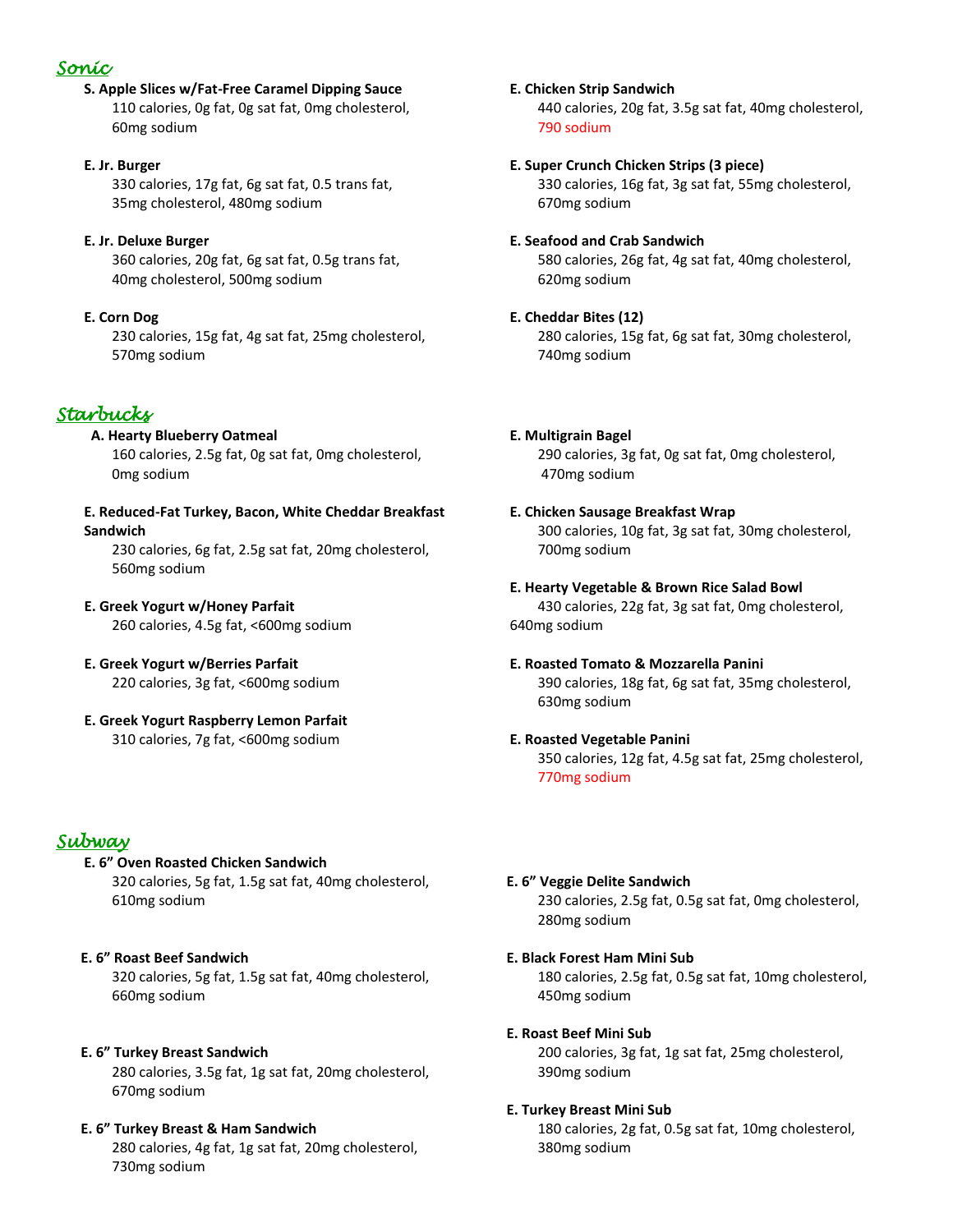## *Sonic*

**S. Apple Slices w/Fat-Free Caramel Dipping Sauce**
110 calories, 0g fat, 0g sat fat, 0mg cholesterol, 60mg sodium

**E. Jr. Burger**
330 calories, 17g fat, 6g sat fat, 0.5 trans fat, 35mg cholesterol, 480mg sodium

**E. Jr. Deluxe Burger**
360 calories, 20g fat, 6g sat fat, 0.5g trans fat, 40mg cholesterol, 500mg sodium

**E. Corn Dog**
230 calories, 15g fat, 4g sat fat, 25mg cholesterol, 570mg sodium

**E. Chicken Strip Sandwich**
440 calories, 20g fat, 3.5g sat fat, 40mg cholesterol, 790 sodium

**E. Super Crunch Chicken Strips (3 piece)**
330 calories, 16g fat, 3g sat fat, 55mg cholesterol, 670mg sodium

**E. Seafood and Crab Sandwich**
580 calories, 26g fat, 4g sat fat, 40mg cholesterol, 620mg sodium

**E. Cheddar Bites (12)**
280 calories, 15g fat, 6g sat fat, 30mg cholesterol, 740mg sodium

## *Starbucks*

**A. Hearty Blueberry Oatmeal**
160 calories, 2.5g fat, 0g sat fat, 0mg cholesterol, 0mg sodium

**E. Reduced-Fat Turkey, Bacon, White Cheddar Breakfast Sandwich**
230 calories, 6g fat, 2.5g sat fat, 20mg cholesterol, 560mg sodium

**E. Greek Yogurt w/Honey Parfait**
260 calories, 4.5g fat, <600mg sodium

**E. Greek Yogurt w/Berries Parfait**
220 calories, 3g fat, <600mg sodium

**E. Greek Yogurt Raspberry Lemon Parfait**
310 calories, 7g fat, <600mg sodium

**E. Multigrain Bagel**
290 calories, 3g fat, 0g sat fat, 0mg cholesterol, 470mg sodium

**E. Chicken Sausage Breakfast Wrap**
300 calories, 10g fat, 3g sat fat, 30mg cholesterol, 700mg sodium

**E. Hearty Vegetable & Brown Rice Salad Bowl**
430 calories, 22g fat, 3g sat fat, 0mg cholesterol, 640mg sodium

**E. Roasted Tomato & Mozzarella Panini**
390 calories, 18g fat, 6g sat fat, 35mg cholesterol, 630mg sodium

**E. Roasted Vegetable Panini**
350 calories, 12g fat, 4.5g sat fat, 25mg cholesterol, 770mg sodium

## *Subway*

**E. 6" Oven Roasted Chicken Sandwich**
320 calories, 5g fat, 1.5g sat fat, 40mg cholesterol, 610mg sodium

**E. 6" Roast Beef Sandwich**
320 calories, 5g fat, 1.5g sat fat, 40mg cholesterol, 660mg sodium

**E. 6" Turkey Breast Sandwich**
280 calories, 3.5g fat, 1g sat fat, 20mg cholesterol, 670mg sodium

**E. 6" Turkey Breast & Ham Sandwich**
280 calories, 4g fat, 1g sat fat, 20mg cholesterol, 730mg sodium

**E. 6" Veggie Delite Sandwich**
230 calories, 2.5g fat, 0.5g sat fat, 0mg cholesterol, 280mg sodium

**E. Black Forest Ham Mini Sub**
180 calories, 2.5g fat, 0.5g sat fat, 10mg cholesterol, 450mg sodium

**E. Roast Beef Mini Sub**
200 calories, 3g fat, 1g sat fat, 25mg cholesterol, 390mg sodium

**E. Turkey Breast Mini Sub**
180 calories, 2g fat, 0.5g sat fat, 10mg cholesterol, 380mg sodium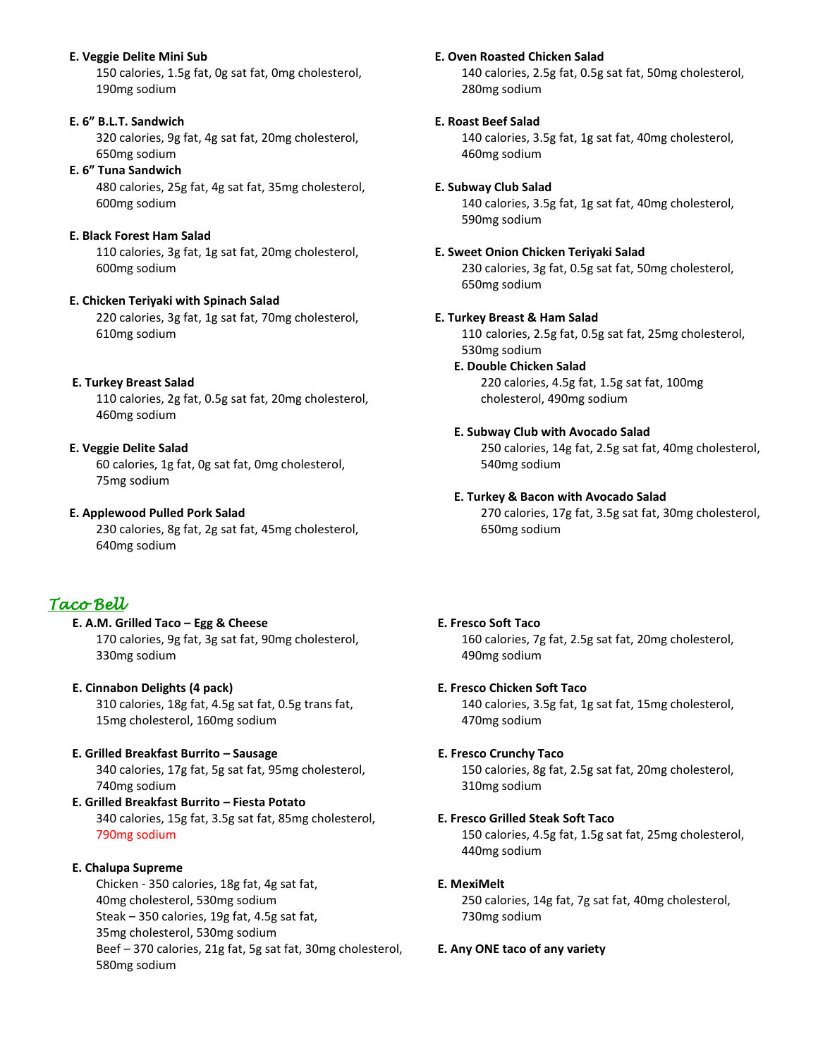**E. Veggie Delite Mini Sub**
150 calories, 1.5g fat, 0g sat fat, 0mg cholesterol, 190mg sodium

**E. 6" B.L.T. Sandwich**
320 calories, 9g fat, 4g sat fat, 20mg cholesterol, 650mg sodium

**E. 6" Tuna Sandwich**
480 calories, 25g fat, 4g sat fat, 35mg cholesterol, 600mg sodium

**E. Black Forest Ham Salad**
110 calories, 3g fat, 1g sat fat, 20mg cholesterol, 600mg sodium

**E. Chicken Teriyaki with Spinach Salad**
220 calories, 3g fat, 1g sat fat, 70mg cholesterol, 610mg sodium

**E. Turkey Breast Salad**
110 calories, 2g fat, 0.5g sat fat, 20mg cholesterol, 460mg sodium

**E. Veggie Delite Salad**
60 calories, 1g fat, 0g sat fat, 0mg cholesterol, 75mg sodium

**E. Applewood Pulled Pork Salad**
230 calories, 8g fat, 2g sat fat, 45mg cholesterol, 640mg sodium

**E. Oven Roasted Chicken Salad**
140 calories, 2.5g fat, 0.5g sat fat, 50mg cholesterol, 280mg sodium

**E. Roast Beef Salad**
140 calories, 3.5g fat, 1g sat fat, 40mg cholesterol, 460mg sodium

**E. Subway Club Salad**
140 calories, 3.5g fat, 1g sat fat, 40mg cholesterol, 590mg sodium

**E. Sweet Onion Chicken Teriyaki Salad**
230 calories, 3g fat, 0.5g sat fat, 50mg cholesterol, 650mg sodium

**E. Turkey Breast & Ham Salad**
110 calories, 2.5g fat, 0.5g sat fat, 25mg cholesterol, 530mg sodium

**E. Double Chicken Salad**
220 calories, 4.5g fat, 1.5g sat fat, 100mg cholesterol, 490mg sodium

**E. Subway Club with Avocado Salad**
250 calories, 14g fat, 2.5g sat fat, 40mg cholesterol, 540mg sodium

**E. Turkey & Bacon with Avocado Salad**
270 calories, 17g fat, 3.5g sat fat, 30mg cholesterol, 650mg sodium

## *Taco Bell*

**E. A.M. Grilled Taco – Egg & Cheese**
170 calories, 9g fat, 3g sat fat, 90mg cholesterol, 330mg sodium

**E. Cinnabon Delights (4 pack)**
310 calories, 18g fat, 4.5g sat fat, 0.5g trans fat, 15mg cholesterol, 160mg sodium

**E. Grilled Breakfast Burrito – Sausage**
340 calories, 17g fat, 5g sat fat, 95mg cholesterol, 740mg sodium

**E. Grilled Breakfast Burrito – Fiesta Potato**
340 calories, 15g fat, 3.5g sat fat, 85mg cholesterol, 790mg sodium

**E. Chalupa Supreme**
Chicken - 350 calories, 18g fat, 4g sat fat, 40mg cholesterol, 530mg sodium
Steak – 350 calories, 19g fat, 4.5g sat fat, 35mg cholesterol, 530mg sodium
Beef – 370 calories, 21g fat, 5g sat fat, 30mg cholesterol, 580mg sodium

**E. Fresco Soft Taco**
160 calories, 7g fat, 2.5g sat fat, 20mg cholesterol, 490mg sodium

**E. Fresco Chicken Soft Taco**
140 calories, 3.5g fat, 1g sat fat, 15mg cholesterol, 470mg sodium

**E. Fresco Crunchy Taco**
150 calories, 8g fat, 2.5g sat fat, 20mg cholesterol, 310mg sodium

**E. Fresco Grilled Steak Soft Taco**
150 calories, 4.5g fat, 1.5g sat fat, 25mg cholesterol, 440mg sodium

**E. MexiMelt**
250 calories, 14g fat, 7g sat fat, 40mg cholesterol, 730mg sodium

**E. Any ONE taco of any variety**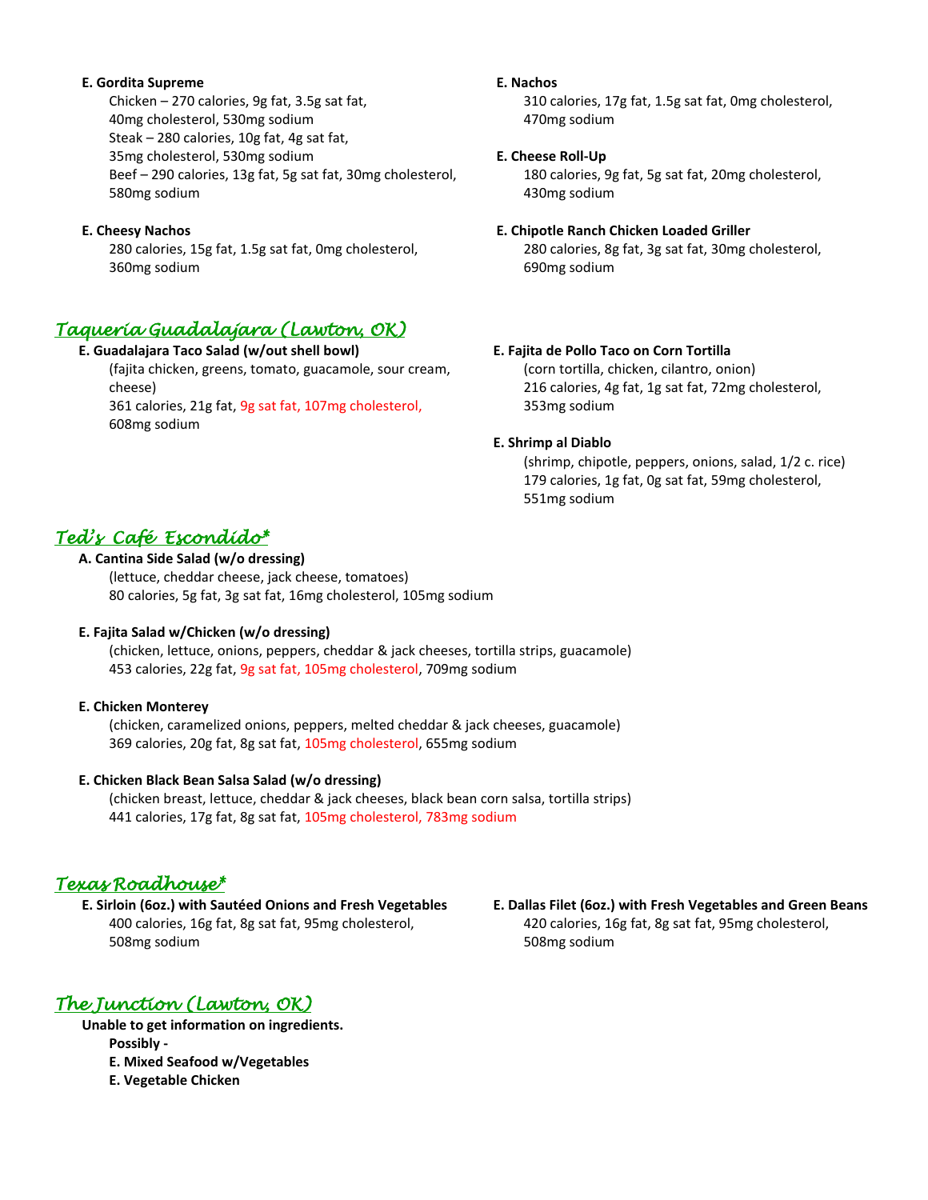**E. Gordita Supreme**

Chicken – 270 calories, 9g fat, 3.5g sat fat, 40mg cholesterol, 530mg sodium
Steak – 280 calories, 10g fat, 4g sat fat, 35mg cholesterol, 530mg sodium
Beef – 290 calories, 13g fat, 5g sat fat, 30mg cholesterol, 580mg sodium

**E. Cheesy Nachos**

280 calories, 15g fat, 1.5g sat fat, 0mg cholesterol, 360mg sodium

**E. Nachos**

310 calories, 17g fat, 1.5g sat fat, 0mg cholesterol, 470mg sodium

**E. Cheese Roll-Up**

180 calories, 9g fat, 5g sat fat, 20mg cholesterol, 430mg sodium

**E. Chipotle Ranch Chicken Loaded Griller**

280 calories, 8g fat, 3g sat fat, 30mg cholesterol, 690mg sodium

## *Taqueria Guadalajara (Lawton, OK)*

**E. Guadalajara Taco Salad (w/out shell bowl)**

(fajita chicken, greens, tomato, guacamole, sour cream, cheese)
361 calories, 21g fat, 9g sat fat, 107mg cholesterol, 608mg sodium

**E. Fajita de Pollo Taco on Corn Tortilla**

(corn tortilla, chicken, cilantro, onion)
216 calories, 4g fat, 1g sat fat, 72mg cholesterol, 353mg sodium

**E. Shrimp al Diablo**

(shrimp, chipotle, peppers, onions, salad, 1/2 c. rice)
179 calories, 1g fat, 0g sat fat, 59mg cholesterol, 551mg sodium

## *Ted's Café Escondido**

**A. Cantina Side Salad (w/o dressing)**

(lettuce, cheddar cheese, jack cheese, tomatoes)
80 calories, 5g fat, 3g sat fat, 16mg cholesterol, 105mg sodium

**E. Fajita Salad w/Chicken (w/o dressing)**

(chicken, lettuce, onions, peppers, cheddar & jack cheeses, tortilla strips, guacamole)
453 calories, 22g fat, 9g sat fat, 105mg cholesterol, 709mg sodium

**E. Chicken Monterey**

(chicken, caramelized onions, peppers, melted cheddar & jack cheeses, guacamole)
369 calories, 20g fat, 8g sat fat, 105mg cholesterol, 655mg sodium

**E. Chicken Black Bean Salsa Salad (w/o dressing)**

(chicken breast, lettuce, cheddar & jack cheeses, black bean corn salsa, tortilla strips)
441 calories, 17g fat, 8g sat fat, 105mg cholesterol, 783mg sodium

## *Texas Roadhouse**

**E. Sirloin (6oz.) with Sautéed Onions and Fresh Vegetables**

400 calories, 16g fat, 8g sat fat, 95mg cholesterol, 508mg sodium

**E. Dallas Filet (6oz.) with Fresh Vegetables and Green Beans**

420 calories, 16g fat, 8g sat fat, 95mg cholesterol, 508mg sodium

## *The Junction (Lawton, OK)*

**Unable to get information on ingredients.**

**Possibly -**

**E. Mixed Seafood w/Vegetables**

**E. Vegetable Chicken**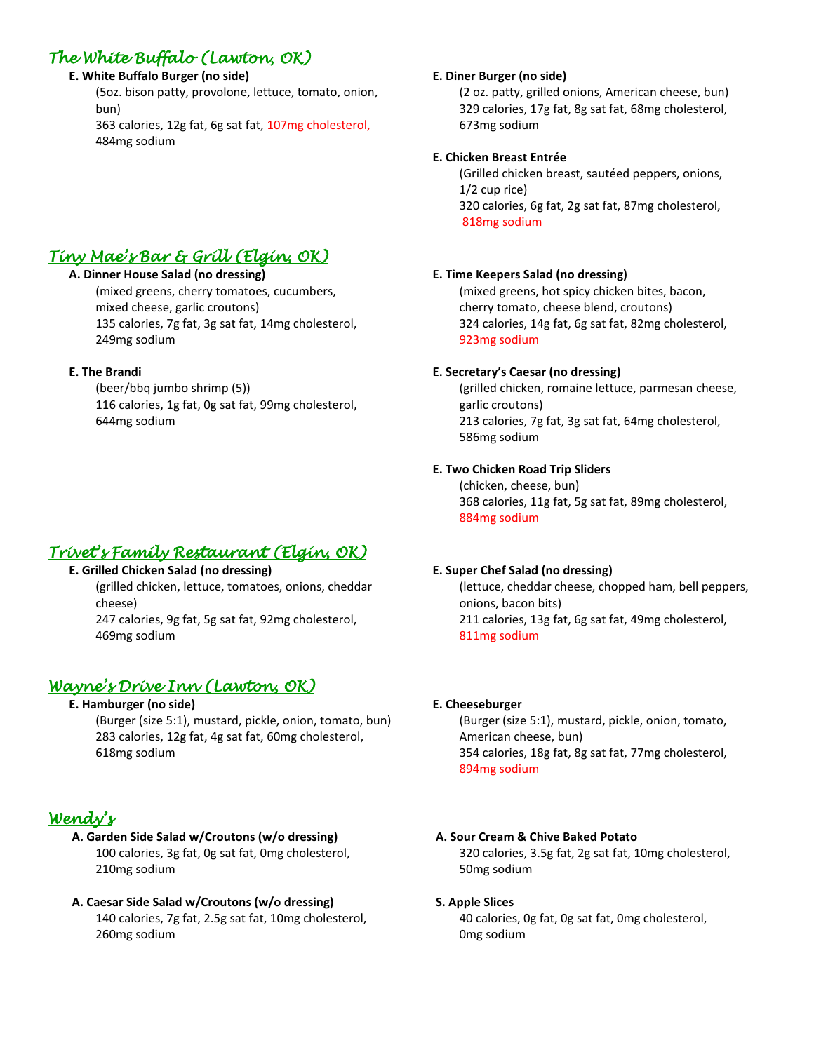## The White Buffalo (Lawton, OK)

**E. White Buffalo Burger (no side)**
(5oz. bison patty, provolone, lettuce, tomato, onion, bun)
363 calories, 12g fat, 6g sat fat, 107mg cholesterol, 484mg sodium

**E. Diner Burger (no side)**
(2 oz. patty, grilled onions, American cheese, bun)
329 calories, 17g fat, 8g sat fat, 68mg cholesterol, 673mg sodium

**E. Chicken Breast Entrée**
(Grilled chicken breast, sautéed peppers, onions, 1/2 cup rice)
320 calories, 6g fat, 2g sat fat, 87mg cholesterol, 818mg sodium

## Tiny Mae's Bar & Grill (Elgin, OK)

**A. Dinner House Salad (no dressing)**
(mixed greens, cherry tomatoes, cucumbers, mixed cheese, garlic croutons)
135 calories, 7g fat, 3g sat fat, 14mg cholesterol, 249mg sodium

**E. The Brandi**
(beer/bbq jumbo shrimp (5))
116 calories, 1g fat, 0g sat fat, 99mg cholesterol, 644mg sodium

**E. Time Keepers Salad (no dressing)**
(mixed greens, hot spicy chicken bites, bacon, cherry tomato, cheese blend, croutons)
324 calories, 14g fat, 6g sat fat, 82mg cholesterol, 923mg sodium

**E. Secretary's Caesar (no dressing)**
(grilled chicken, romaine lettuce, parmesan cheese, garlic croutons)
213 calories, 7g fat, 3g sat fat, 64mg cholesterol, 586mg sodium

**E. Two Chicken Road Trip Sliders**
(chicken, cheese, bun)
368 calories, 11g fat, 5g sat fat, 89mg cholesterol, 884mg sodium

## Trivet's Family Restaurant (Elgin, OK)

**E. Grilled Chicken Salad (no dressing)**
(grilled chicken, lettuce, tomatoes, onions, cheddar cheese)
247 calories, 9g fat, 5g sat fat, 92mg cholesterol, 469mg sodium

**E. Super Chef Salad (no dressing)**
(lettuce, cheddar cheese, chopped ham, bell peppers, onions, bacon bits)
211 calories, 13g fat, 6g sat fat, 49mg cholesterol, 811mg sodium

## Wayne's Drive Inn (Lawton, OK)

**E. Hamburger (no side)**
(Burger (size 5:1), mustard, pickle, onion, tomato, bun)
283 calories, 12g fat, 4g sat fat, 60mg cholesterol, 618mg sodium

**E. Cheeseburger**
(Burger (size 5:1), mustard, pickle, onion, tomato, American cheese, bun)
354 calories, 18g fat, 8g sat fat, 77mg cholesterol, 894mg sodium

## Wendy's

**A. Garden Side Salad w/Croutons (w/o dressing)**
100 calories, 3g fat, 0g sat fat, 0mg cholesterol, 210mg sodium

**A. Caesar Side Salad w/Croutons (w/o dressing)**
140 calories, 7g fat, 2.5g sat fat, 10mg cholesterol, 260mg sodium

**A. Sour Cream & Chive Baked Potato**
320 calories, 3.5g fat, 2g sat fat, 10mg cholesterol, 50mg sodium

**S. Apple Slices**
40 calories, 0g fat, 0g sat fat, 0mg cholesterol, 0mg sodium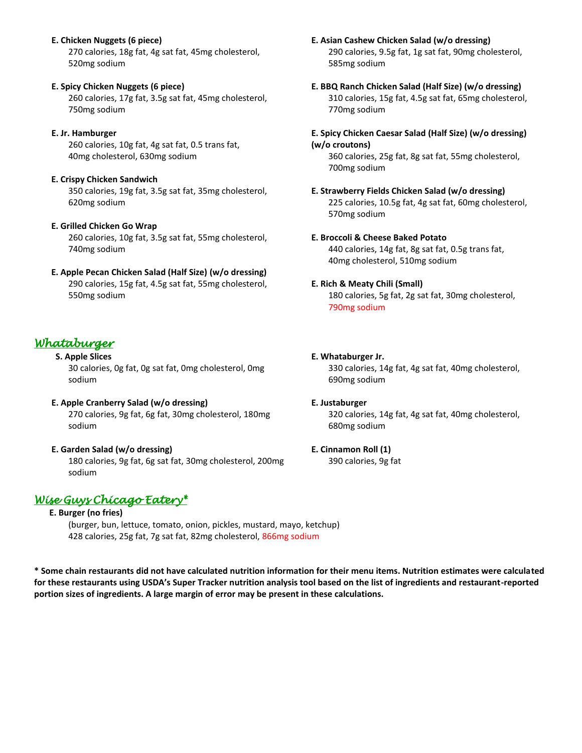**E. Chicken Nuggets (6 piece)**
270 calories, 18g fat, 4g sat fat, 45mg cholesterol, 520mg sodium

**E. Spicy Chicken Nuggets (6 piece)**
260 calories, 17g fat, 3.5g sat fat, 45mg cholesterol, 750mg sodium

**E. Jr. Hamburger**
260 calories, 10g fat, 4g sat fat, 0.5 trans fat, 40mg cholesterol, 630mg sodium

**E. Crispy Chicken Sandwich**
350 calories, 19g fat, 3.5g sat fat, 35mg cholesterol, 620mg sodium

**E. Grilled Chicken Go Wrap**
260 calories, 10g fat, 3.5g sat fat, 55mg cholesterol, 740mg sodium

**E. Apple Pecan Chicken Salad (Half Size) (w/o dressing)**
290 calories, 15g fat, 4.5g sat fat, 55mg cholesterol, 550mg sodium

**E. Asian Cashew Chicken Salad (w/o dressing)**
290 calories, 9.5g fat, 1g sat fat, 90mg cholesterol, 585mg sodium

**E. BBQ Ranch Chicken Salad (Half Size) (w/o dressing)**
310 calories, 15g fat, 4.5g sat fat, 65mg cholesterol, 770mg sodium

**E. Spicy Chicken Caesar Salad (Half Size) (w/o dressing) (w/o croutons)**
360 calories, 25g fat, 8g sat fat, 55mg cholesterol, 700mg sodium

**E. Strawberry Fields Chicken Salad (w/o dressing)**
225 calories, 10.5g fat, 4g sat fat, 60mg cholesterol, 570mg sodium

**E. Broccoli & Cheese Baked Potato**
440 calories, 14g fat, 8g sat fat, 0.5g trans fat, 40mg cholesterol, 510mg sodium

**E. Rich & Meaty Chili (Small)**
180 calories, 5g fat, 2g sat fat, 30mg cholesterol, 790mg sodium

## *Whataburger*

**S. Apple Slices**
30 calories, 0g fat, 0g sat fat, 0mg cholesterol, 0mg sodium

**E. Apple Cranberry Salad (w/o dressing)**
270 calories, 9g fat, 6g fat, 30mg cholesterol, 180mg sodium

**E. Garden Salad (w/o dressing)**
180 calories, 9g fat, 6g sat fat, 30mg cholesterol, 200mg sodium

**E. Whataburger Jr.**
330 calories, 14g fat, 4g sat fat, 40mg cholesterol, 690mg sodium

**E. Justaburger**
320 calories, 14g fat, 4g sat fat, 40mg cholesterol, 680mg sodium

**E. Cinnamon Roll (1)**
390 calories, 9g fat

## *Wise Guys Chicago Eatery**

**E. Burger (no fries)**
(burger, bun, lettuce, tomato, onion, pickles, mustard, mayo, ketchup)
428 calories, 25g fat, 7g sat fat, 82mg cholesterol, 866mg sodium

**\* Some chain restaurants did not have calculated nutrition information for their menu items. Nutrition estimates were calculated for these restaurants using USDA's Super Tracker nutrition analysis tool based on the list of ingredients and restaurant-reported portion sizes of ingredients. A large margin of error may be present in these calculations.**